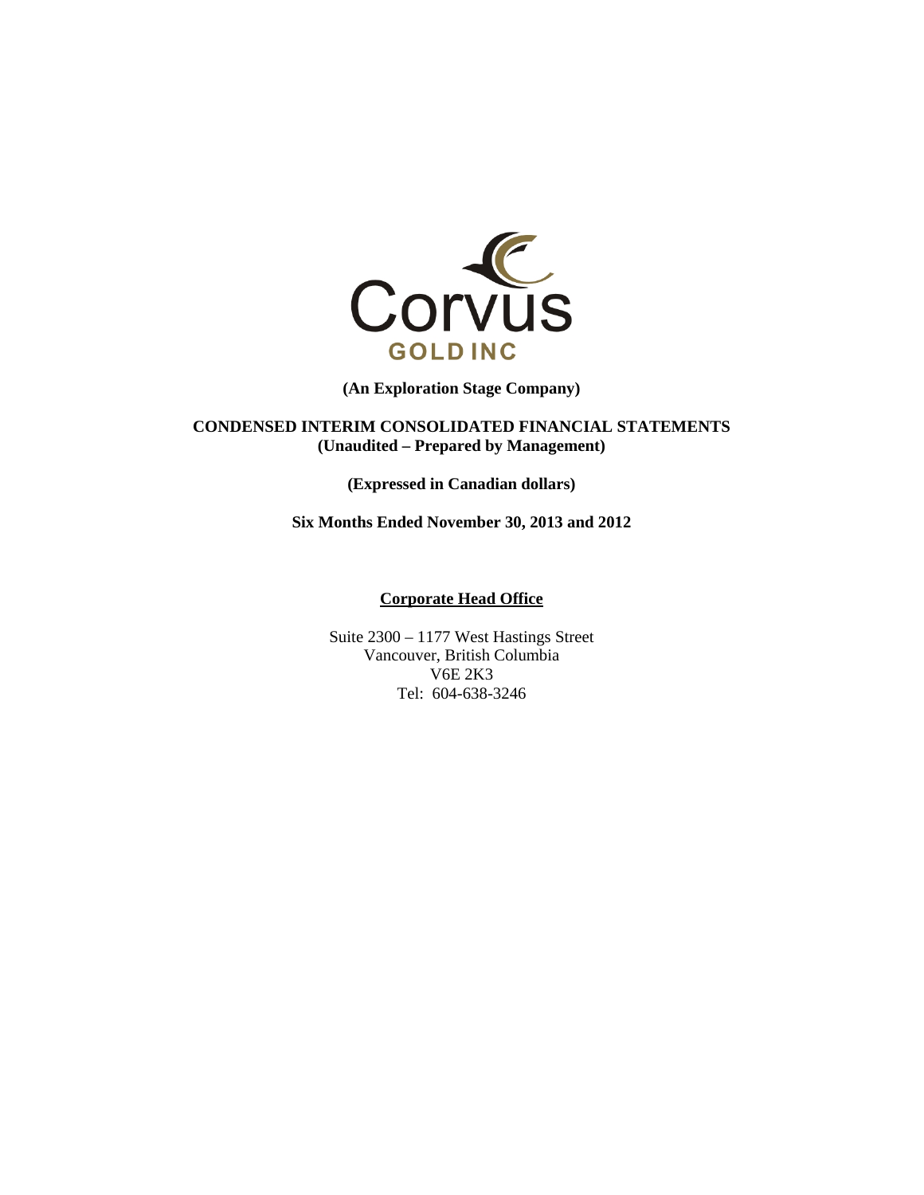Corvus
GOLD INC

**(An Exploration Stage Company)**

**CONDENSED INTERIM CONSOLIDATED FINANCIAL STATEMENTS**
**(Unaudited – Prepared by Management)**

**(Expressed in Canadian dollars)**

**Six Months Ended November 30, 2013 and 2012**

**Corporate Head Office**

Suite 2300 – 1177 West Hastings Street
Vancouver, British Columbia
V6E 2K3
Tel: 604-638-3246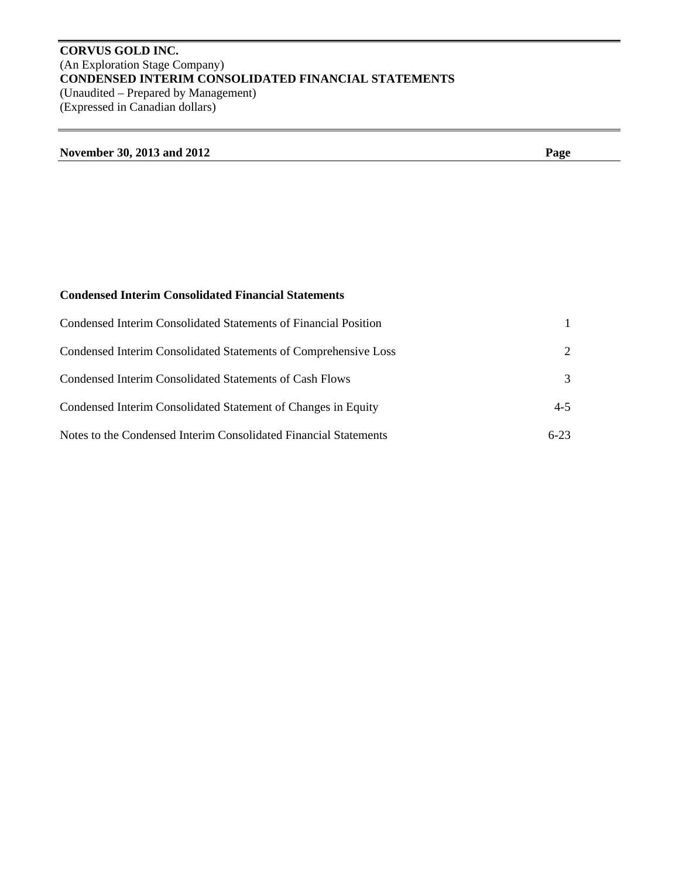**CORVUS GOLD INC.**
(An Exploration Stage Company)
**CONDENSED INTERIM CONSOLIDATED FINANCIAL STATEMENTS**
(Unaudited – Prepared by Management)
(Expressed in Canadian dollars)

| **November 30, 2013 and 2012** | **Page** |
|---|---|
| **Condensed Interim Consolidated Financial Statements** | |
| Condensed Interim Consolidated Statements of Financial Position | 1 |
| Condensed Interim Consolidated Statements of Comprehensive Loss | 2 |
| Condensed Interim Consolidated Statements of Cash Flows | 3 |
| Condensed Interim Consolidated Statement of Changes in Equity | 4-5 |
| Notes to the Condensed Interim Consolidated Financial Statements | 6-23 |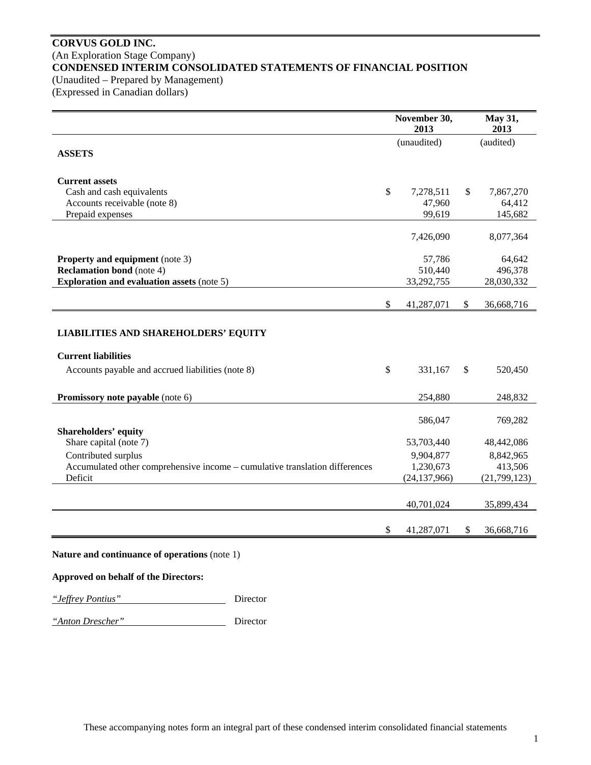**CORVUS GOLD INC.**
(An Exploration Stage Company)
**CONDENSED INTERIM CONSOLIDATED STATEMENTS OF FINANCIAL POSITION**
(Unaudited – Prepared by Management)
(Expressed in Canadian dollars)

| | November 30, 2013 | May 31, 2013 |
|---|---|---|
| | (unaudited) | (audited) |
| **ASSETS** | | |
| **Current assets** | | |
| Cash and cash equivalents | $ 7,278,511 | $ 7,867,270 |
| Accounts receivable (note 8) | 47,960 | 64,412 |
| Prepaid expenses | 99,619 | 145,682 |
| | 7,426,090 | 8,077,364 |
| **Property and equipment** (note 3) | 57,786 | 64,642 |
| **Reclamation bond** (note 4) | 510,440 | 496,378 |
| **Exploration and evaluation assets** (note 5) | 33,292,755 | 28,030,332 |
| | $ 41,287,071 | $ 36,668,716 |
| **LIABILITIES AND SHAREHOLDERS' EQUITY** | | |
| **Current liabilities** | | |
| Accounts payable and accrued liabilities (note 8) | $ 331,167 | $ 520,450 |
| **Promissory note payable** (note 6) | 254,880 | 248,832 |
| | 586,047 | 769,282 |
| **Shareholders' equity** | | |
| Share capital (note 7) | 53,703,440 | 48,442,086 |
| Contributed surplus | 9,904,877 | 8,842,965 |
| Accumulated other comprehensive income – cumulative translation differences | 1,230,673 | 413,506 |
| Deficit | (24,137,966) | (21,799,123) |
| | 40,701,024 | 35,899,434 |
| | $ 41,287,071 | $ 36,668,716 |

**Nature and continuance of operations** (note 1)

**Approved on behalf of the Directors:**

*"Jeffrey Pontius"* Director

*"Anton Drescher"* Director

These accompanying notes form an integral part of these condensed interim consolidated financial statements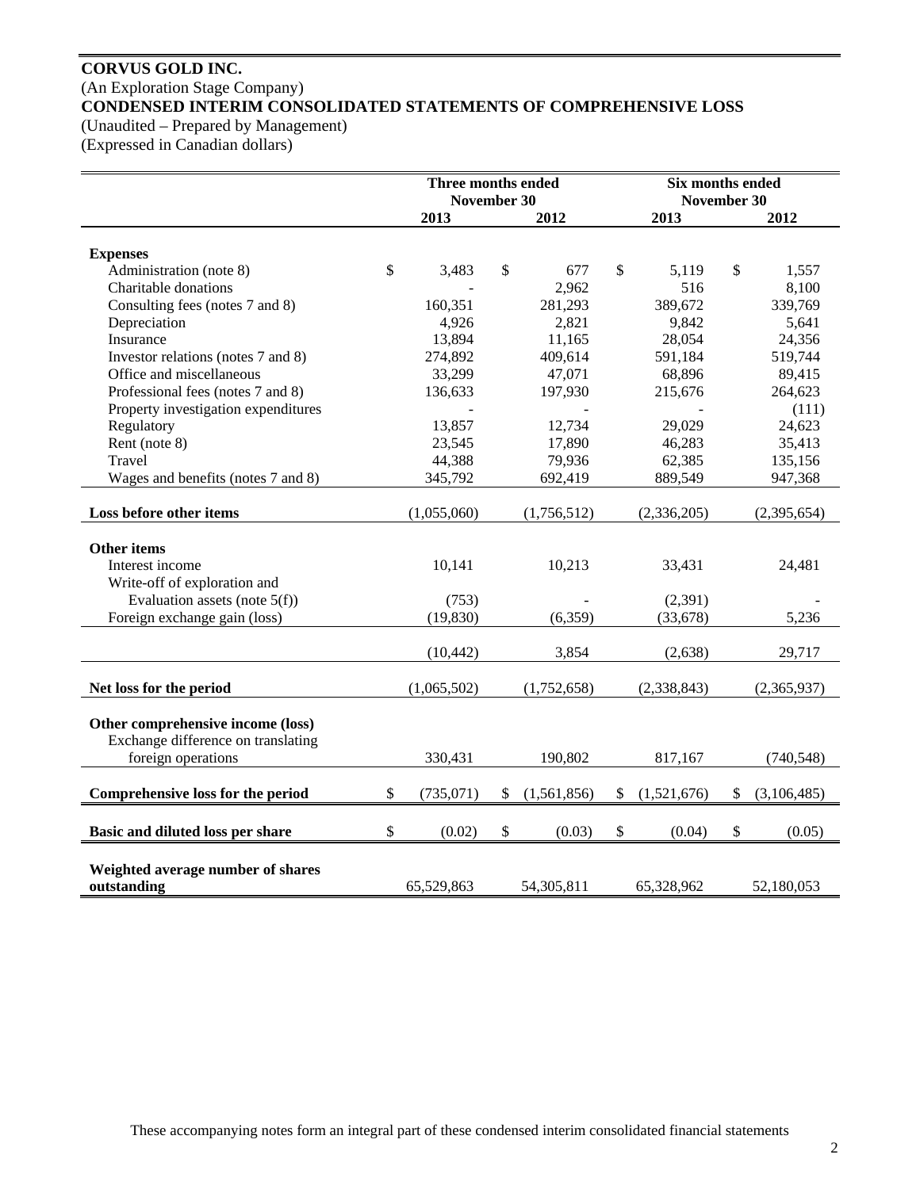**CORVUS GOLD INC.**
(An Exploration Stage Company)
**CONDENSED INTERIM CONSOLIDATED STATEMENTS OF COMPREHENSIVE LOSS**
(Unaudited – Prepared by Management)
(Expressed in Canadian dollars)

| | Three months ended November 30 | | Six months ended November 30 | |
|---|---|---|---|---|
| | **2013** | **2012** | **2013** | **2012** |
| **Expenses** | | | | |
| Administration (note 8) | $ 3,483 | $ 677 | $ 5,119 | $ 1,557 |
| Charitable donations | - | 2,962 | 516 | 8,100 |
| Consulting fees (notes 7 and 8) | 160,351 | 281,293 | 389,672 | 339,769 |
| Depreciation | 4,926 | 2,821 | 9,842 | 5,641 |
| Insurance | 13,894 | 11,165 | 28,054 | 24,356 |
| Investor relations (notes 7 and 8) | 274,892 | 409,614 | 591,184 | 519,744 |
| Office and miscellaneous | 33,299 | 47,071 | 68,896 | 89,415 |
| Professional fees (notes 7 and 8) | 136,633 | 197,930 | 215,676 | 264,623 |
| Property investigation expenditures | - | - | - | (111) |
| Regulatory | 13,857 | 12,734 | 29,029 | 24,623 |
| Rent (note 8) | 23,545 | 17,890 | 46,283 | 35,413 |
| Travel | 44,388 | 79,936 | 62,385 | 135,156 |
| Wages and benefits (notes 7 and 8) | 345,792 | 692,419 | 889,549 | 947,368 |
| **Loss before other items** | (1,055,060) | (1,756,512) | (2,336,205) | (2,395,654) |
| **Other items** | | | | |
| Interest income | 10,141 | 10,213 | 33,431 | 24,481 |
| Write-off of exploration and Evaluation assets (note 5(f)) | (753) | - | (2,391) | - |
| Foreign exchange gain (loss) | (19,830) | (6,359) | (33,678) | 5,236 |
| | (10,442) | 3,854 | (2,638) | 29,717 |
| **Net loss for the period** | (1,065,502) | (1,752,658) | (2,338,843) | (2,365,937) |
| **Other comprehensive income (loss)** | | | | |
| Exchange difference on translating foreign operations | 330,431 | 190,802 | 817,167 | (740,548) |
| **Comprehensive loss for the period** | $ (735,071) | $ (1,561,856) | $ (1,521,676) | $ (3,106,485) |
| **Basic and diluted loss per share** | $ (0.02) | $ (0.03) | $ (0.04) | $ (0.05) |
| **Weighted average number of shares outstanding** | 65,529,863 | 54,305,811 | 65,328,962 | 52,180,053 |

These accompanying notes form an integral part of these condensed interim consolidated financial statements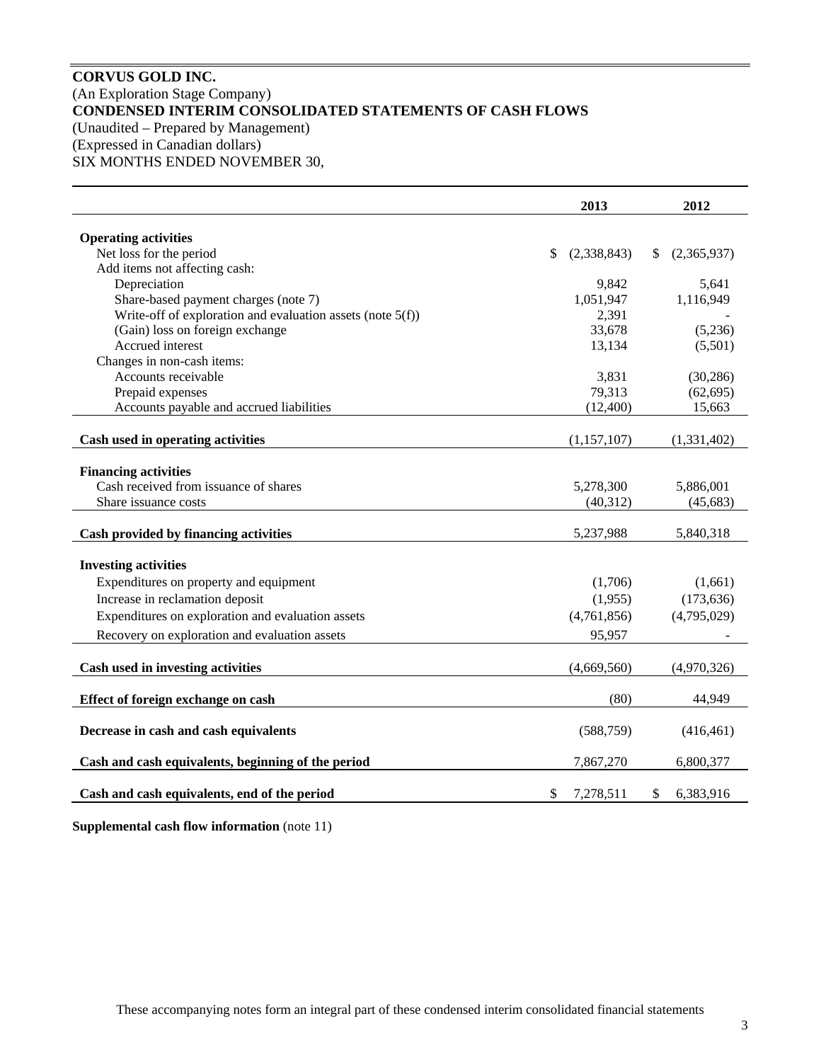**CORVUS GOLD INC.**
(An Exploration Stage Company)
**CONDENSED INTERIM CONSOLIDATED STATEMENTS OF CASH FLOWS**
(Unaudited – Prepared by Management)
(Expressed in Canadian dollars)
SIX MONTHS ENDED NOVEMBER 30,

| | 2013 | 2012 |
|---|---|---|
| **Operating activities** | | |
| Net loss for the period | $ (2,338,843) | $ (2,365,937) |
| Add items not affecting cash: | | |
| Depreciation | 9,842 | 5,641 |
| Share-based payment charges (note 7) | 1,051,947 | 1,116,949 |
| Write-off of exploration and evaluation assets (note 5(f)) | 2,391 | - |
| (Gain) loss on foreign exchange | 33,678 | (5,236) |
| Accrued interest | 13,134 | (5,501) |
| Changes in non-cash items: | | |
| Accounts receivable | 3,831 | (30,286) |
| Prepaid expenses | 79,313 | (62,695) |
| Accounts payable and accrued liabilities | (12,400) | 15,663 |
| **Cash used in operating activities** | (1,157,107) | (1,331,402) |
| **Financing activities** | | |
| Cash received from issuance of shares | 5,278,300 | 5,886,001 |
| Share issuance costs | (40,312) | (45,683) |
| **Cash provided by financing activities** | 5,237,988 | 5,840,318 |
| **Investing activities** | | |
| Expenditures on property and equipment | (1,706) | (1,661) |
| Increase in reclamation deposit | (1,955) | (173,636) |
| Expenditures on exploration and evaluation assets | (4,761,856) | (4,795,029) |
| Recovery on exploration and evaluation assets | 95,957 | - |
| **Cash used in investing activities** | (4,669,560) | (4,970,326) |
| **Effect of foreign exchange on cash** | (80) | 44,949 |
| **Decrease in cash and cash equivalents** | (588,759) | (416,461) |
| **Cash and cash equivalents, beginning of the period** | 7,867,270 | 6,800,377 |
| **Cash and cash equivalents, end of the period** | $ 7,278,511 | $ 6,383,916 |

**Supplemental cash flow information** (note 11)

These accompanying notes form an integral part of these condensed interim consolidated financial statements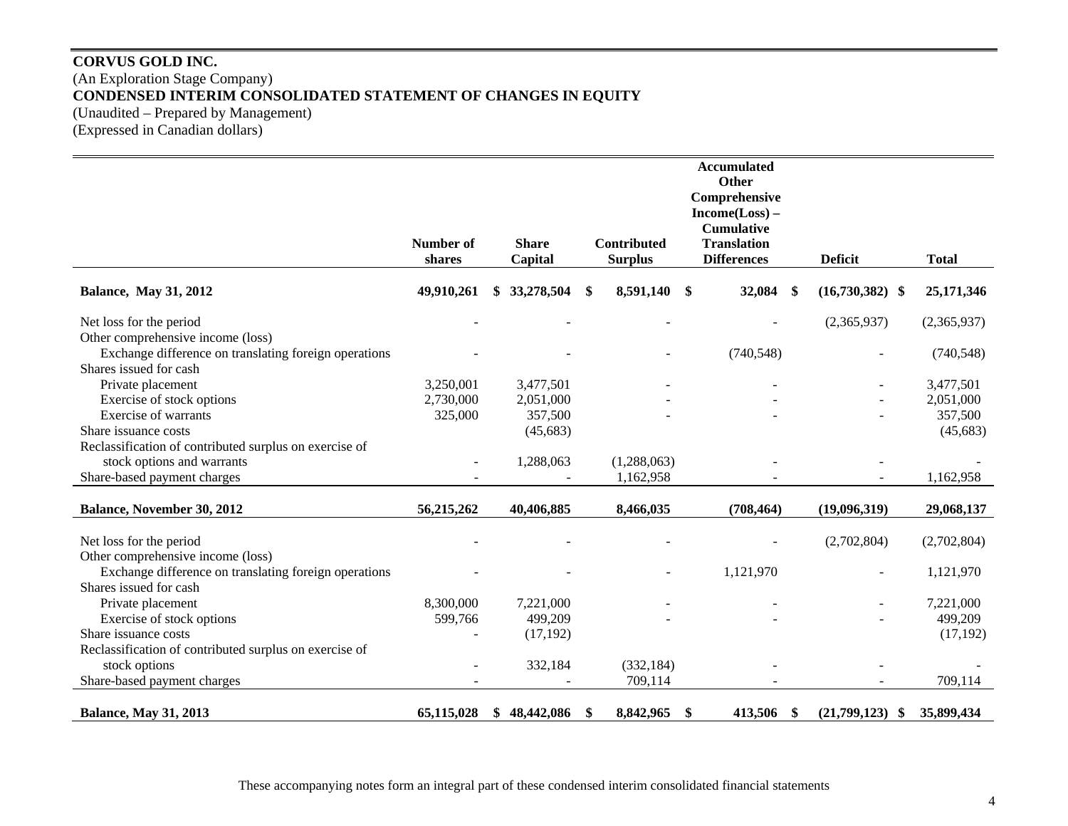**CORVUS GOLD INC.**
(An Exploration Stage Company)
**CONDENSED INTERIM CONSOLIDATED STATEMENT OF CHANGES IN EQUITY**
(Unaudited – Prepared by Management)
(Expressed in Canadian dollars)

| | Number of shares | Share Capital | Contributed Surplus | Accumulated Other Comprehensive Income(Loss) – Cumulative Translation Differences | Deficit | Total |
|---|---|---|---|---|---|---|
| **Balance, May 31, 2012** | **49,910,261** | **$ 33,278,504** | **$ 8,591,140** | **$ 32,084** | **$ (16,730,382)** | **$ 25,171,346** |
| Net loss for the period | - | - | - | - | (2,365,937) | (2,365,937) |
| Other comprehensive income (loss) | | | | | | |
| Exchange difference on translating foreign operations | - | - | - | (740,548) | - | (740,548) |
| Shares issued for cash | | | | | | |
| Private placement | 3,250,001 | 3,477,501 | - | - | - | 3,477,501 |
| Exercise of stock options | 2,730,000 | 2,051,000 | - | - | - | 2,051,000 |
| Exercise of warrants | 325,000 | 357,500 | - | - | - | 357,500 |
| Share issuance costs | | (45,683) | | | | (45,683) |
| Reclassification of contributed surplus on exercise of stock options and warrants | - | 1,288,063 | (1,288,063) | - | - | - |
| Share-based payment charges | - | - | 1,162,958 | - | - | 1,162,958 |
| **Balance, November 30, 2012** | **56,215,262** | **40,406,885** | **8,466,035** | **(708,464)** | **(19,096,319)** | **29,068,137** |
| Net loss for the period | - | - | - | - | (2,702,804) | (2,702,804) |
| Other comprehensive income (loss) | | | | | | |
| Exchange difference on translating foreign operations | - | - | - | 1,121,970 | - | 1,121,970 |
| Shares issued for cash | | | | | | |
| Private placement | 8,300,000 | 7,221,000 | - | - | - | 7,221,000 |
| Exercise of stock options | 599,766 | 499,209 | - | - | - | 499,209 |
| Share issuance costs | - | (17,192) | | | | (17,192) |
| Reclassification of contributed surplus on exercise of stock options | - | 332,184 | (332,184) | - | - | - |
| Share-based payment charges | - | - | 709,114 | - | - | 709,114 |
| **Balance, May 31, 2013** | **65,115,028** | **$ 48,442,086** | **$ 8,842,965** | **$ 413,506** | **$ (21,799,123)** | **$ 35,899,434** |

These accompanying notes form an integral part of these condensed interim consolidated financial statements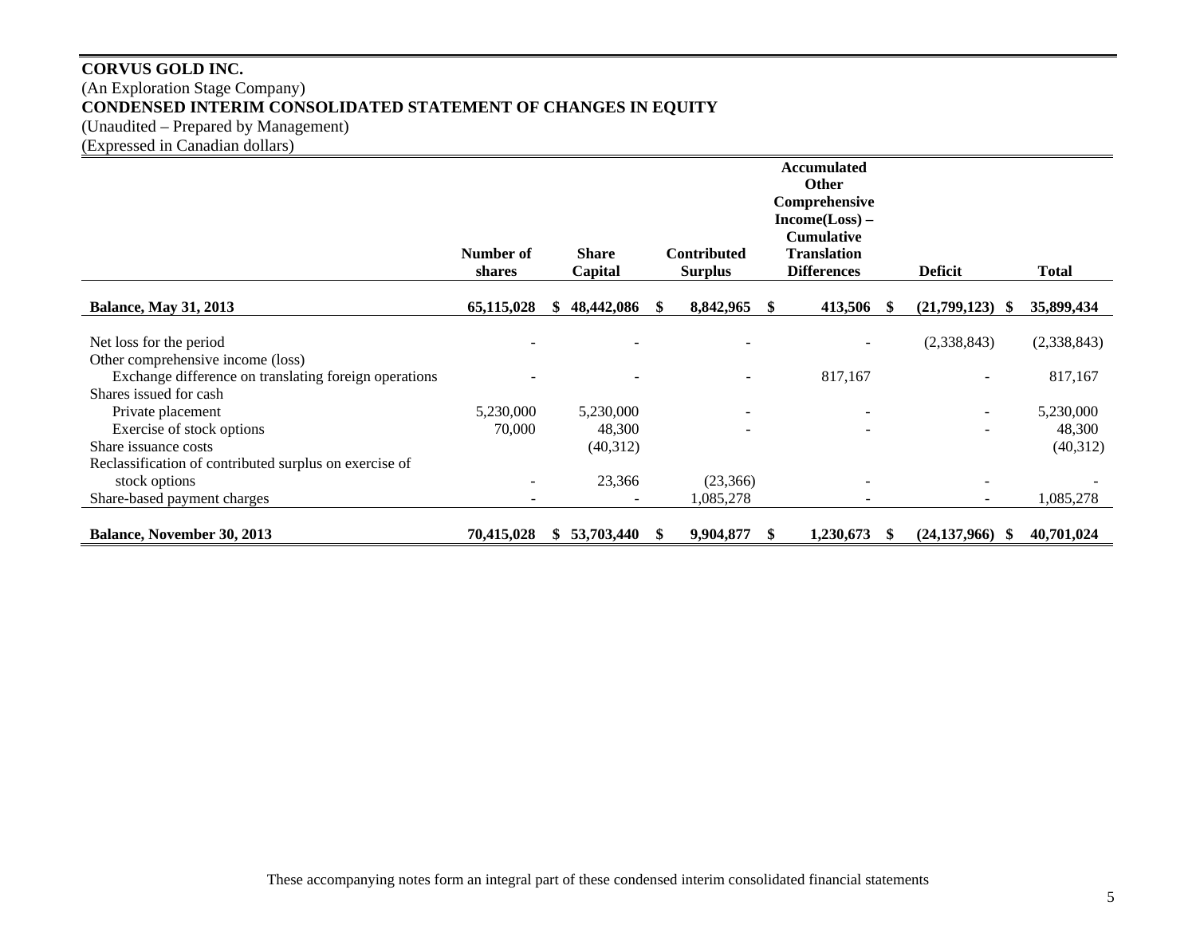**CORVUS GOLD INC.**
(An Exploration Stage Company)
**CONDENSED INTERIM CONSOLIDATED STATEMENT OF CHANGES IN EQUITY**
(Unaudited – Prepared by Management)
(Expressed in Canadian dollars)

| | Number of shares | Share Capital | Contributed Surplus | Accumulated Other Comprehensive Income(Loss) – Cumulative Translation Differences | Deficit | Total |
|---|---|---|---|---|---|---|
| **Balance, May 31, 2013** | **65,115,028** | **$ 48,442,086** | **$ 8,842,965** | **$ 413,506** | **$ (21,799,123)** | **$ 35,899,434** |
| Net loss for the period | - | - | - | - | (2,338,843) | (2,338,843) |
| Other comprehensive income (loss) | | | | | | |
| Exchange difference on translating foreign operations | - | - | - | 817,167 | - | 817,167 |
| Shares issued for cash | | | | | | |
| Private placement | 5,230,000 | 5,230,000 | - | - | - | 5,230,000 |
| Exercise of stock options | 70,000 | 48,300 | - | - | - | 48,300 |
| Share issuance costs | | (40,312) | | | | (40,312) |
| Reclassification of contributed surplus on exercise of stock options | - | 23,366 | (23,366) | - | - | - |
| Share-based payment charges | - | - | 1,085,278 | - | - | 1,085,278 |
| **Balance, November 30, 2013** | **70,415,028** | **$ 53,703,440** | **$ 9,904,877** | **$ 1,230,673** | **$ (24,137,966)** | **$ 40,701,024** |

These accompanying notes form an integral part of these condensed interim consolidated financial statements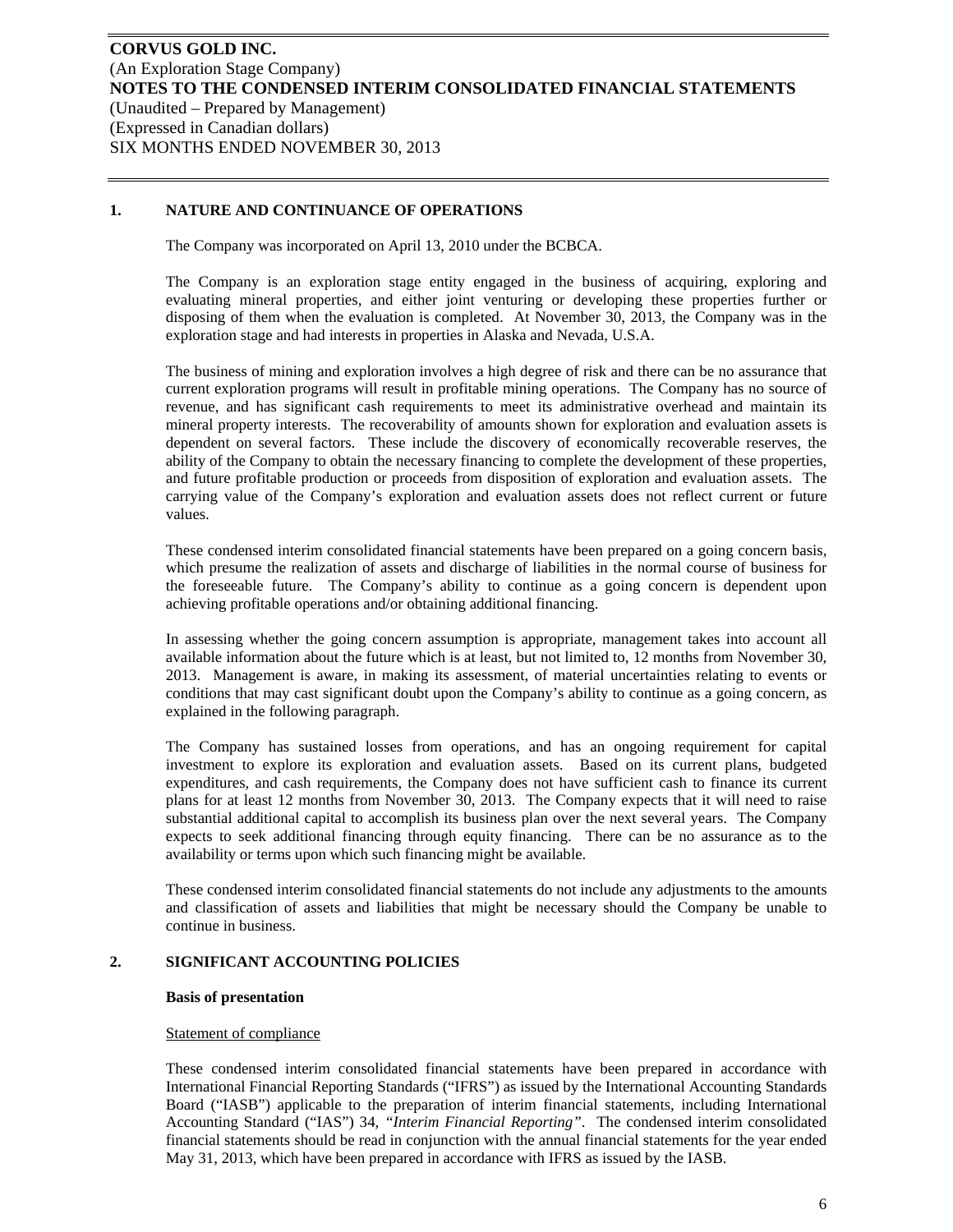## 1. NATURE AND CONTINUANCE OF OPERATIONS

The Company was incorporated on April 13, 2010 under the BCBCA.

The Company is an exploration stage entity engaged in the business of acquiring, exploring and evaluating mineral properties, and either joint venturing or developing these properties further or disposing of them when the evaluation is completed. At November 30, 2013, the Company was in the exploration stage and had interests in properties in Alaska and Nevada, U.S.A.

The business of mining and exploration involves a high degree of risk and there can be no assurance that current exploration programs will result in profitable mining operations. The Company has no source of revenue, and has significant cash requirements to meet its administrative overhead and maintain its mineral property interests. The recoverability of amounts shown for exploration and evaluation assets is dependent on several factors. These include the discovery of economically recoverable reserves, the ability of the Company to obtain the necessary financing to complete the development of these properties, and future profitable production or proceeds from disposition of exploration and evaluation assets. The carrying value of the Company's exploration and evaluation assets does not reflect current or future values.

These condensed interim consolidated financial statements have been prepared on a going concern basis, which presume the realization of assets and discharge of liabilities in the normal course of business for the foreseeable future. The Company's ability to continue as a going concern is dependent upon achieving profitable operations and/or obtaining additional financing.

In assessing whether the going concern assumption is appropriate, management takes into account all available information about the future which is at least, but not limited to, 12 months from November 30, 2013. Management is aware, in making its assessment, of material uncertainties relating to events or conditions that may cast significant doubt upon the Company's ability to continue as a going concern, as explained in the following paragraph.

The Company has sustained losses from operations, and has an ongoing requirement for capital investment to explore its exploration and evaluation assets. Based on its current plans, budgeted expenditures, and cash requirements, the Company does not have sufficient cash to finance its current plans for at least 12 months from November 30, 2013. The Company expects that it will need to raise substantial additional capital to accomplish its business plan over the next several years. The Company expects to seek additional financing through equity financing. There can be no assurance as to the availability or terms upon which such financing might be available.

These condensed interim consolidated financial statements do not include any adjustments to the amounts and classification of assets and liabilities that might be necessary should the Company be unable to continue in business.

## 2. SIGNIFICANT ACCOUNTING POLICIES

### Basis of presentation

Statement of compliance

These condensed interim consolidated financial statements have been prepared in accordance with International Financial Reporting Standards ("IFRS") as issued by the International Accounting Standards Board ("IASB") applicable to the preparation of interim financial statements, including International Accounting Standard ("IAS") 34, *"Interim Financial Reporting"*. The condensed interim consolidated financial statements should be read in conjunction with the annual financial statements for the year ended May 31, 2013, which have been prepared in accordance with IFRS as issued by the IASB.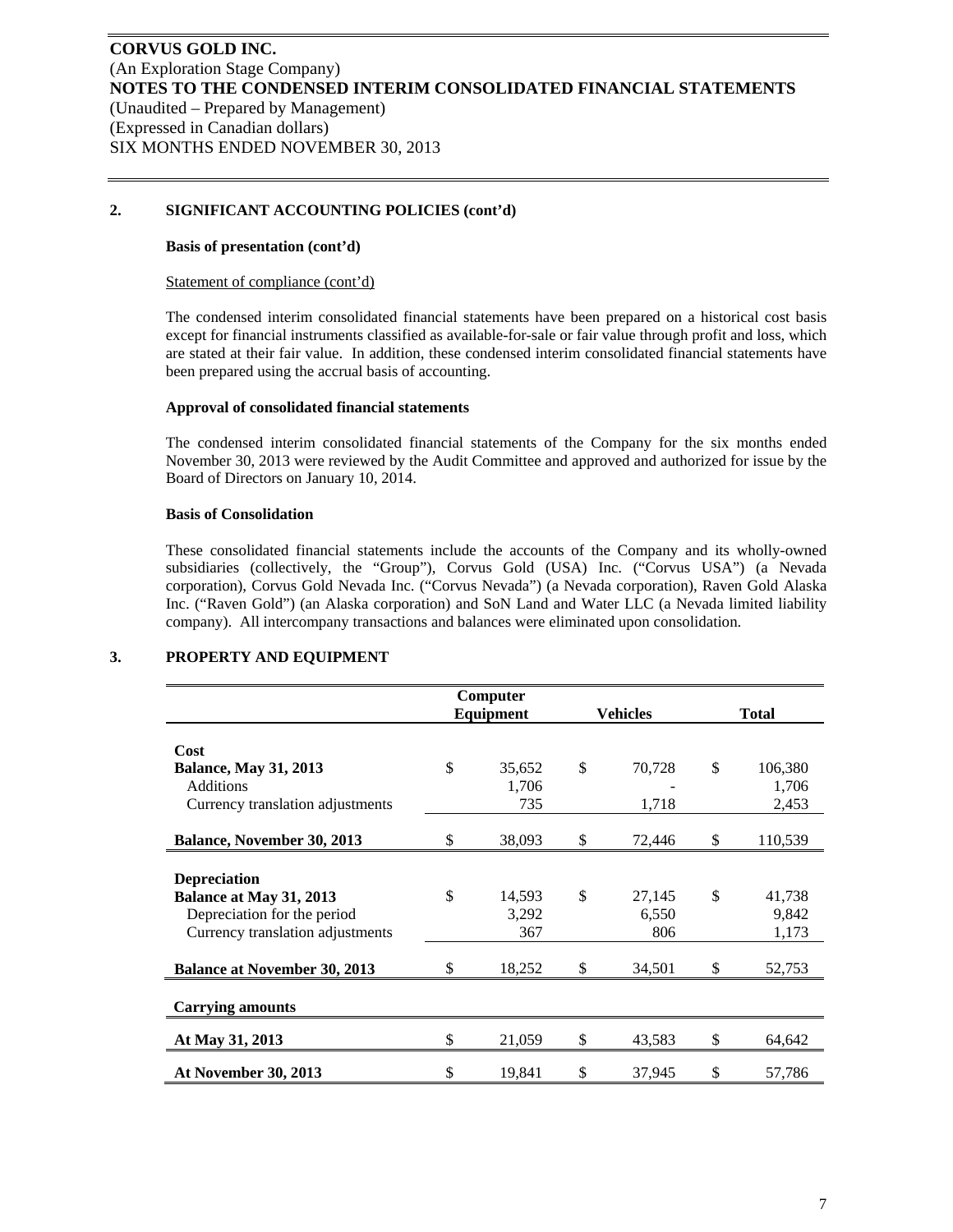## 2. SIGNIFICANT ACCOUNTING POLICIES (cont'd)

**Basis of presentation (cont'd)**

Statement of compliance (cont'd)

The condensed interim consolidated financial statements have been prepared on a historical cost basis except for financial instruments classified as available-for-sale or fair value through profit and loss, which are stated at their fair value. In addition, these condensed interim consolidated financial statements have been prepared using the accrual basis of accounting.

**Approval of consolidated financial statements**

The condensed interim consolidated financial statements of the Company for the six months ended November 30, 2013 were reviewed by the Audit Committee and approved and authorized for issue by the Board of Directors on January 10, 2014.

**Basis of Consolidation**

These consolidated financial statements include the accounts of the Company and its wholly-owned subsidiaries (collectively, the "Group"), Corvus Gold (USA) Inc. ("Corvus USA") (a Nevada corporation), Corvus Gold Nevada Inc. ("Corvus Nevada") (a Nevada corporation), Raven Gold Alaska Inc. ("Raven Gold") (an Alaska corporation) and SoN Land and Water LLC (a Nevada limited liability company). All intercompany transactions and balances were eliminated upon consolidation.

## 3. PROPERTY AND EQUIPMENT

| | Computer Equipment | Vehicles | Total |
|---|---|---|---|
| **Cost** | | | |
| **Balance, May 31, 2013** | $ 35,652 | $ 70,728 | $ 106,380 |
| Additions | 1,706 | - | 1,706 |
| Currency translation adjustments | 735 | 1,718 | 2,453 |
| **Balance, November 30, 2013** | $ 38,093 | $ 72,446 | $ 110,539 |
| **Depreciation** | | | |
| **Balance at May 31, 2013** | $ 14,593 | $ 27,145 | $ 41,738 |
| Depreciation for the period | 3,292 | 6,550 | 9,842 |
| Currency translation adjustments | 367 | 806 | 1,173 |
| **Balance at November 30, 2013** | $ 18,252 | $ 34,501 | $ 52,753 |
| **Carrying amounts** | | | |
| **At May 31, 2013** | $ 21,059 | $ 43,583 | $ 64,642 |
| **At November 30, 2013** | $ 19,841 | $ 37,945 | $ 57,786 |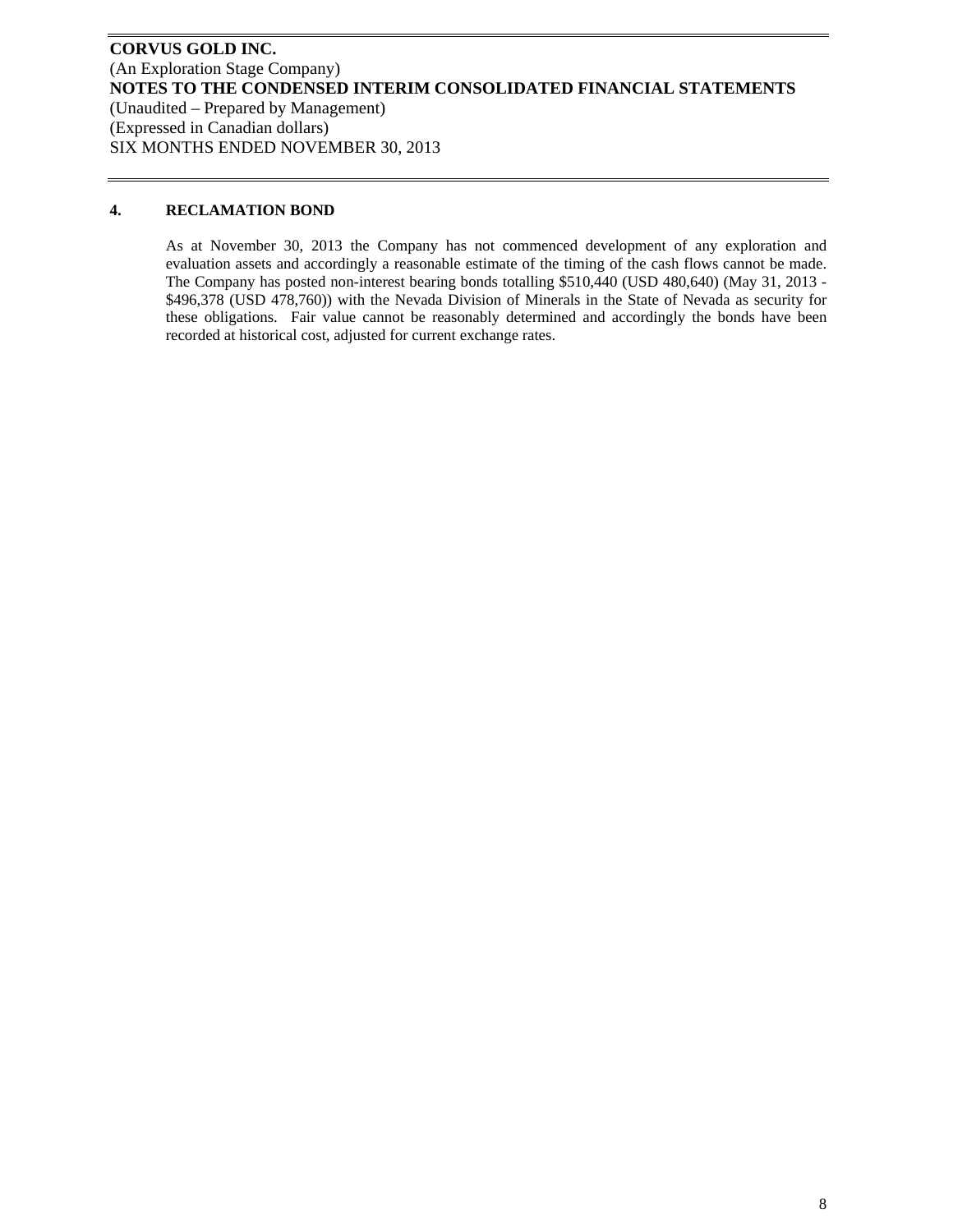## 4. RECLAMATION BOND

As at November 30, 2013 the Company has not commenced development of any exploration and evaluation assets and accordingly a reasonable estimate of the timing of the cash flows cannot be made. The Company has posted non-interest bearing bonds totalling $510,440 (USD 480,640) (May 31, 2013 - $496,378 (USD 478,760)) with the Nevada Division of Minerals in the State of Nevada as security for these obligations. Fair value cannot be reasonably determined and accordingly the bonds have been recorded at historical cost, adjusted for current exchange rates.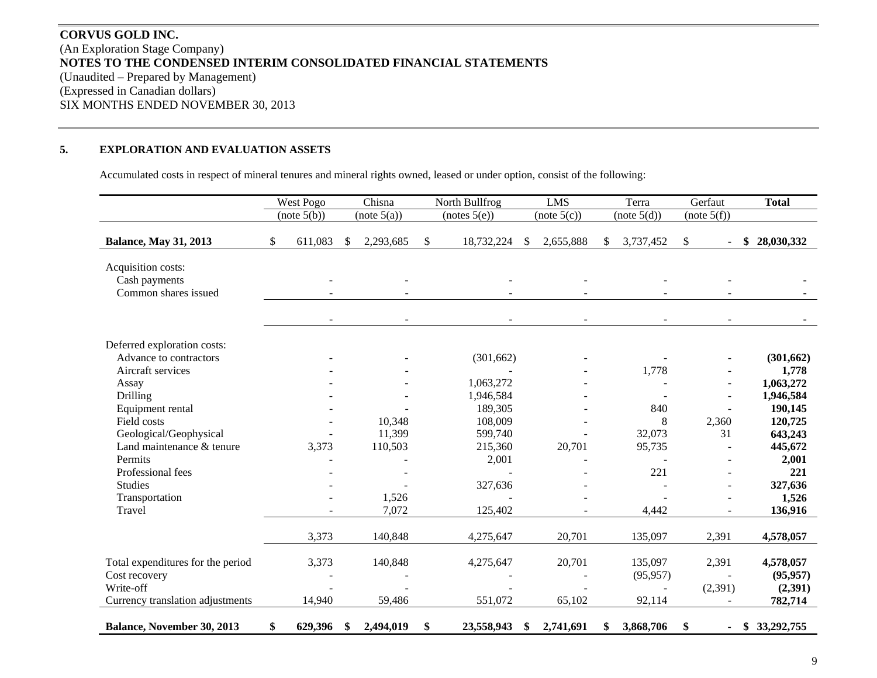**CORVUS GOLD INC.**
(An Exploration Stage Company)
**NOTES TO THE CONDENSED INTERIM CONSOLIDATED FINANCIAL STATEMENTS**
(Unaudited – Prepared by Management)
(Expressed in Canadian dollars)
SIX MONTHS ENDED NOVEMBER 30, 2013

## 5. EXPLORATION AND EVALUATION ASSETS

Accumulated costs in respect of mineral tenures and mineral rights owned, leased or under option, consist of the following:

| | West Pogo (note 5(b)) | Chisna (note 5(a)) | North Bullfrog (notes 5(e)) | LMS (note 5(c)) | Terra (note 5(d)) | Gerfaut (note 5(f)) | **Total** |
|---|---|---|---|---|---|---|---|
| **Balance, May 31, 2013** | $ 611,083 | $ 2,293,685 | $ 18,732,224 | $ 2,655,888 | $ 3,737,452 | $ - | **$ 28,030,332** |
| Acquisition costs: | | | | | | | |
| Cash payments | - | - | - | - | - | - | **-** |
| Common shares issued | - | - | - | - | - | - | **-** |
| | - | - | - | - | - | - | **-** |
| Deferred exploration costs: | | | | | | | |
| Advance to contractors | - | - | (301,662) | - | - | - | **(301,662)** |
| Aircraft services | - | - | - | - | 1,778 | - | **1,778** |
| Assay | - | - | 1,063,272 | - | - | - | **1,063,272** |
| Drilling | - | - | 1,946,584 | - | - | - | **1,946,584** |
| Equipment rental | - | - | 189,305 | - | 840 | - | **190,145** |
| Field costs | - | 10,348 | 108,009 | - | 8 | 2,360 | **120,725** |
| Geological/Geophysical | - | 11,399 | 599,740 | - | 32,073 | 31 | **643,243** |
| Land maintenance & tenure | 3,373 | 110,503 | 215,360 | 20,701 | 95,735 | - | **445,672** |
| Permits | - | - | 2,001 | - | - | - | **2,001** |
| Professional fees | - | - | - | - | 221 | - | **221** |
| Studies | - | - | 327,636 | - | - | - | **327,636** |
| Transportation | - | 1,526 | - | - | - | - | **1,526** |
| Travel | - | 7,072 | 125,402 | - | 4,442 | - | **136,916** |
| | 3,373 | 140,848 | 4,275,647 | 20,701 | 135,097 | 2,391 | **4,578,057** |
| Total expenditures for the period | 3,373 | 140,848 | 4,275,647 | 20,701 | 135,097 | 2,391 | **4,578,057** |
| Cost recovery | - | - | - | - | (95,957) | - | **(95,957)** |
| Write-off | - | - | - | - | - | (2,391) | **(2,391)** |
| Currency translation adjustments | 14,940 | 59,486 | 551,072 | 65,102 | 92,114 | - | **782,714** |
| **Balance, November 30, 2013** | **$ 629,396** | **$ 2,494,019** | **$ 23,558,943** | **$ 2,741,691** | **$ 3,868,706** | **$ -** | **$ 33,292,755** |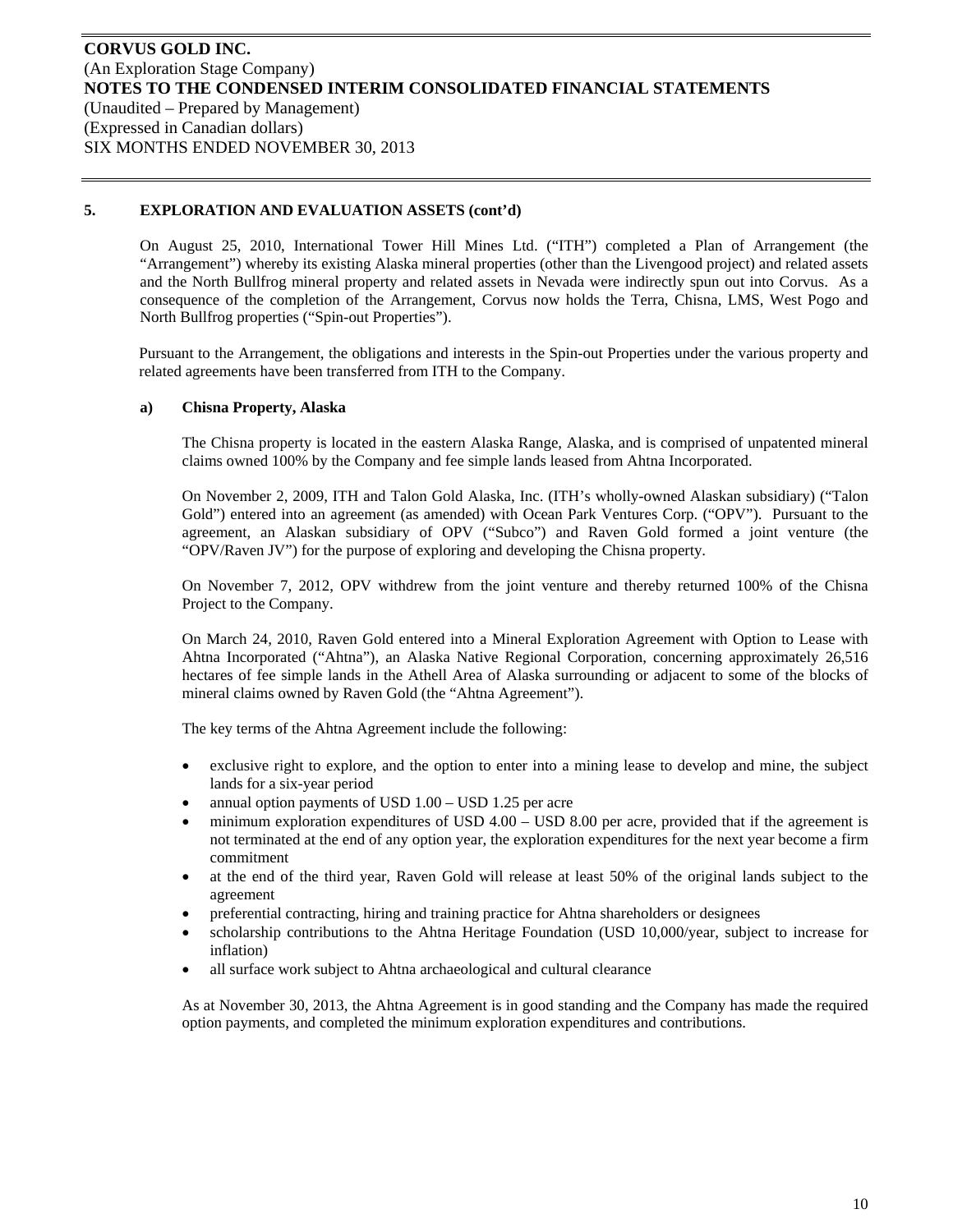## 5. EXPLORATION AND EVALUATION ASSETS (cont'd)

On August 25, 2010, International Tower Hill Mines Ltd. ("ITH") completed a Plan of Arrangement (the "Arrangement") whereby its existing Alaska mineral properties (other than the Livengood project) and related assets and the North Bullfrog mineral property and related assets in Nevada were indirectly spun out into Corvus. As a consequence of the completion of the Arrangement, Corvus now holds the Terra, Chisna, LMS, West Pogo and North Bullfrog properties ("Spin-out Properties").

Pursuant to the Arrangement, the obligations and interests in the Spin-out Properties under the various property and related agreements have been transferred from ITH to the Company.

### a) Chisna Property, Alaska

The Chisna property is located in the eastern Alaska Range, Alaska, and is comprised of unpatented mineral claims owned 100% by the Company and fee simple lands leased from Ahtna Incorporated.

On November 2, 2009, ITH and Talon Gold Alaska, Inc. (ITH's wholly-owned Alaskan subsidiary) ("Talon Gold") entered into an agreement (as amended) with Ocean Park Ventures Corp. ("OPV"). Pursuant to the agreement, an Alaskan subsidiary of OPV ("Subco") and Raven Gold formed a joint venture (the "OPV/Raven JV") for the purpose of exploring and developing the Chisna property.

On November 7, 2012, OPV withdrew from the joint venture and thereby returned 100% of the Chisna Project to the Company.

On March 24, 2010, Raven Gold entered into a Mineral Exploration Agreement with Option to Lease with Ahtna Incorporated ("Ahtna"), an Alaska Native Regional Corporation, concerning approximately 26,516 hectares of fee simple lands in the Athell Area of Alaska surrounding or adjacent to some of the blocks of mineral claims owned by Raven Gold (the "Ahtna Agreement").

The key terms of the Ahtna Agreement include the following:

- exclusive right to explore, and the option to enter into a mining lease to develop and mine, the subject lands for a six-year period
- annual option payments of USD 1.00 – USD 1.25 per acre
- minimum exploration expenditures of USD 4.00 – USD 8.00 per acre, provided that if the agreement is not terminated at the end of any option year, the exploration expenditures for the next year become a firm commitment
- at the end of the third year, Raven Gold will release at least 50% of the original lands subject to the agreement
- preferential contracting, hiring and training practice for Ahtna shareholders or designees
- scholarship contributions to the Ahtna Heritage Foundation (USD 10,000/year, subject to increase for inflation)
- all surface work subject to Ahtna archaeological and cultural clearance

As at November 30, 2013, the Ahtna Agreement is in good standing and the Company has made the required option payments, and completed the minimum exploration expenditures and contributions.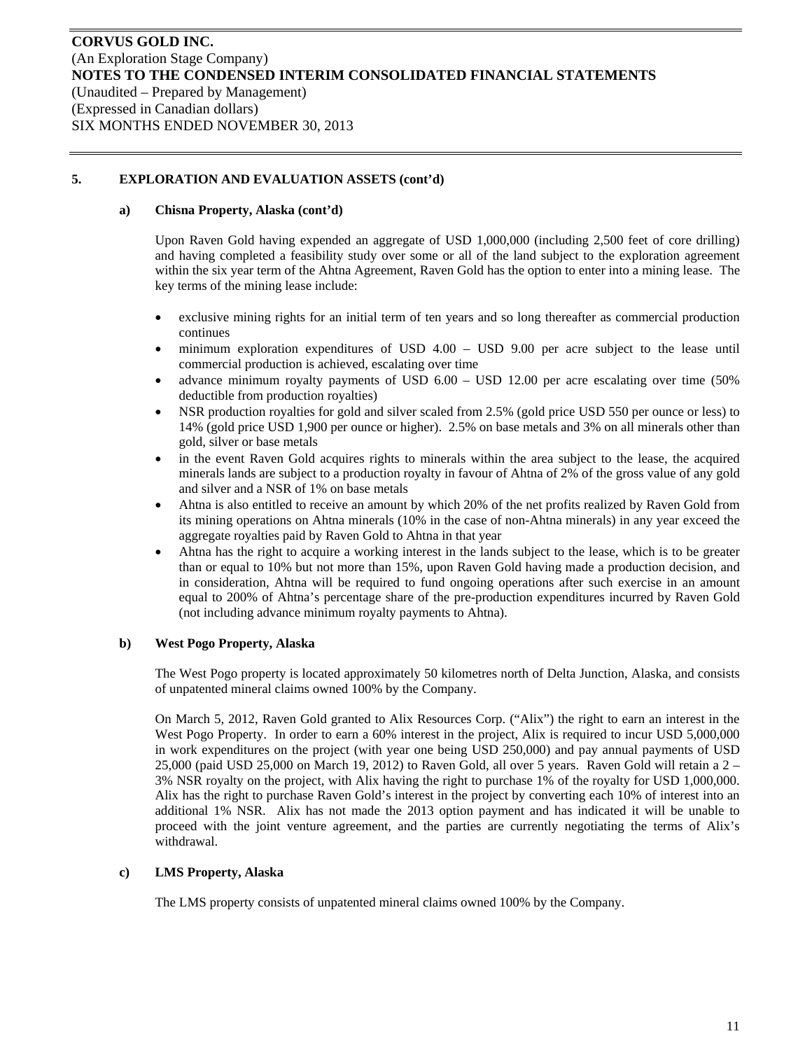## 5. EXPLORATION AND EVALUATION ASSETS (cont'd)

### a) Chisna Property, Alaska (cont'd)

Upon Raven Gold having expended an aggregate of USD 1,000,000 (including 2,500 feet of core drilling) and having completed a feasibility study over some or all of the land subject to the exploration agreement within the six year term of the Ahtna Agreement, Raven Gold has the option to enter into a mining lease. The key terms of the mining lease include:

- exclusive mining rights for an initial term of ten years and so long thereafter as commercial production continues
- minimum exploration expenditures of USD 4.00 – USD 9.00 per acre subject to the lease until commercial production is achieved, escalating over time
- advance minimum royalty payments of USD 6.00 – USD 12.00 per acre escalating over time (50% deductible from production royalties)
- NSR production royalties for gold and silver scaled from 2.5% (gold price USD 550 per ounce or less) to 14% (gold price USD 1,900 per ounce or higher). 2.5% on base metals and 3% on all minerals other than gold, silver or base metals
- in the event Raven Gold acquires rights to minerals within the area subject to the lease, the acquired minerals lands are subject to a production royalty in favour of Ahtna of 2% of the gross value of any gold and silver and a NSR of 1% on base metals
- Ahtna is also entitled to receive an amount by which 20% of the net profits realized by Raven Gold from its mining operations on Ahtna minerals (10% in the case of non-Ahtna minerals) in any year exceed the aggregate royalties paid by Raven Gold to Ahtna in that year
- Ahtna has the right to acquire a working interest in the lands subject to the lease, which is to be greater than or equal to 10% but not more than 15%, upon Raven Gold having made a production decision, and in consideration, Ahtna will be required to fund ongoing operations after such exercise in an amount equal to 200% of Ahtna's percentage share of the pre-production expenditures incurred by Raven Gold (not including advance minimum royalty payments to Ahtna).

### b) West Pogo Property, Alaska

The West Pogo property is located approximately 50 kilometres north of Delta Junction, Alaska, and consists of unpatented mineral claims owned 100% by the Company.

On March 5, 2012, Raven Gold granted to Alix Resources Corp. ("Alix") the right to earn an interest in the West Pogo Property. In order to earn a 60% interest in the project, Alix is required to incur USD 5,000,000 in work expenditures on the project (with year one being USD 250,000) and pay annual payments of USD 25,000 (paid USD 25,000 on March 19, 2012) to Raven Gold, all over 5 years. Raven Gold will retain a 2 – 3% NSR royalty on the project, with Alix having the right to purchase 1% of the royalty for USD 1,000,000. Alix has the right to purchase Raven Gold's interest in the project by converting each 10% of interest into an additional 1% NSR. Alix has not made the 2013 option payment and has indicated it will be unable to proceed with the joint venture agreement, and the parties are currently negotiating the terms of Alix's withdrawal.

### c) LMS Property, Alaska

The LMS property consists of unpatented mineral claims owned 100% by the Company.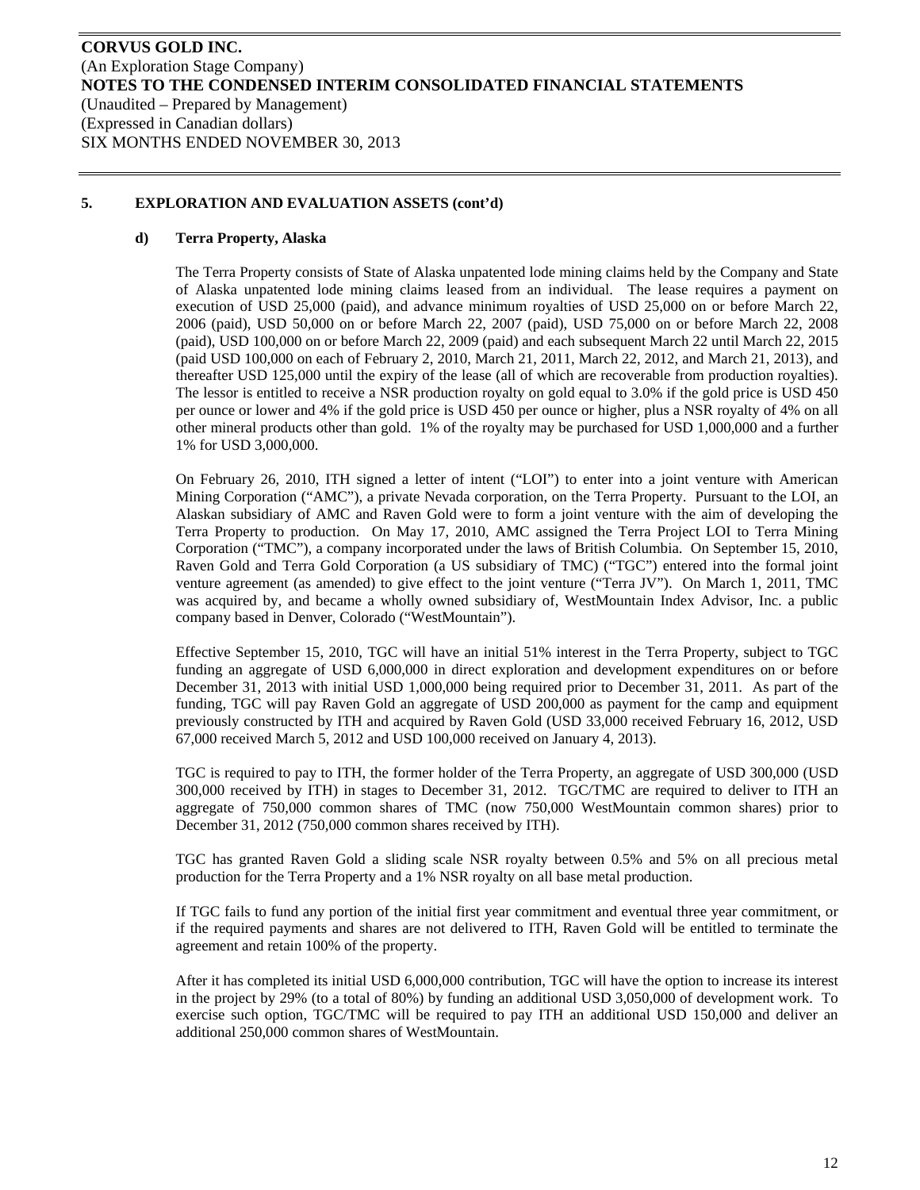## 5. EXPLORATION AND EVALUATION ASSETS (cont'd)

### d) Terra Property, Alaska

The Terra Property consists of State of Alaska unpatented lode mining claims held by the Company and State of Alaska unpatented lode mining claims leased from an individual. The lease requires a payment on execution of USD 25,000 (paid), and advance minimum royalties of USD 25,000 on or before March 22, 2006 (paid), USD 50,000 on or before March 22, 2007 (paid), USD 75,000 on or before March 22, 2008 (paid), USD 100,000 on or before March 22, 2009 (paid) and each subsequent March 22 until March 22, 2015 (paid USD 100,000 on each of February 2, 2010, March 21, 2011, March 22, 2012, and March 21, 2013), and thereafter USD 125,000 until the expiry of the lease (all of which are recoverable from production royalties). The lessor is entitled to receive a NSR production royalty on gold equal to 3.0% if the gold price is USD 450 per ounce or lower and 4% if the gold price is USD 450 per ounce or higher, plus a NSR royalty of 4% on all other mineral products other than gold. 1% of the royalty may be purchased for USD 1,000,000 and a further 1% for USD 3,000,000.

On February 26, 2010, ITH signed a letter of intent ("LOI") to enter into a joint venture with American Mining Corporation ("AMC"), a private Nevada corporation, on the Terra Property. Pursuant to the LOI, an Alaskan subsidiary of AMC and Raven Gold were to form a joint venture with the aim of developing the Terra Property to production. On May 17, 2010, AMC assigned the Terra Project LOI to Terra Mining Corporation ("TMC"), a company incorporated under the laws of British Columbia. On September 15, 2010, Raven Gold and Terra Gold Corporation (a US subsidiary of TMC) ("TGC") entered into the formal joint venture agreement (as amended) to give effect to the joint venture ("Terra JV"). On March 1, 2011, TMC was acquired by, and became a wholly owned subsidiary of, WestMountain Index Advisor, Inc. a public company based in Denver, Colorado ("WestMountain").

Effective September 15, 2010, TGC will have an initial 51% interest in the Terra Property, subject to TGC funding an aggregate of USD 6,000,000 in direct exploration and development expenditures on or before December 31, 2013 with initial USD 1,000,000 being required prior to December 31, 2011. As part of the funding, TGC will pay Raven Gold an aggregate of USD 200,000 as payment for the camp and equipment previously constructed by ITH and acquired by Raven Gold (USD 33,000 received February 16, 2012, USD 67,000 received March 5, 2012 and USD 100,000 received on January 4, 2013).

TGC is required to pay to ITH, the former holder of the Terra Property, an aggregate of USD 300,000 (USD 300,000 received by ITH) in stages to December 31, 2012. TGC/TMC are required to deliver to ITH an aggregate of 750,000 common shares of TMC (now 750,000 WestMountain common shares) prior to December 31, 2012 (750,000 common shares received by ITH).

TGC has granted Raven Gold a sliding scale NSR royalty between 0.5% and 5% on all precious metal production for the Terra Property and a 1% NSR royalty on all base metal production.

If TGC fails to fund any portion of the initial first year commitment and eventual three year commitment, or if the required payments and shares are not delivered to ITH, Raven Gold will be entitled to terminate the agreement and retain 100% of the property.

After it has completed its initial USD 6,000,000 contribution, TGC will have the option to increase its interest in the project by 29% (to a total of 80%) by funding an additional USD 3,050,000 of development work. To exercise such option, TGC/TMC will be required to pay ITH an additional USD 150,000 and deliver an additional 250,000 common shares of WestMountain.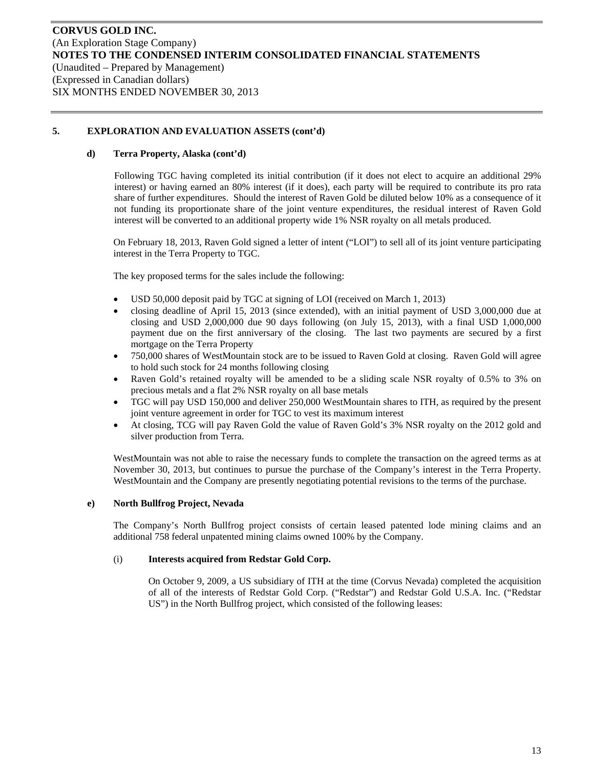## 5. EXPLORATION AND EVALUATION ASSETS (cont'd)

### d) Terra Property, Alaska (cont'd)

Following TGC having completed its initial contribution (if it does not elect to acquire an additional 29% interest) or having earned an 80% interest (if it does), each party will be required to contribute its pro rata share of further expenditures. Should the interest of Raven Gold be diluted below 10% as a consequence of it not funding its proportionate share of the joint venture expenditures, the residual interest of Raven Gold interest will be converted to an additional property wide 1% NSR royalty on all metals produced.

On February 18, 2013, Raven Gold signed a letter of intent ("LOI") to sell all of its joint venture participating interest in the Terra Property to TGC.

The key proposed terms for the sales include the following:

- USD 50,000 deposit paid by TGC at signing of LOI (received on March 1, 2013)
- closing deadline of April 15, 2013 (since extended), with an initial payment of USD 3,000,000 due at closing and USD 2,000,000 due 90 days following (on July 15, 2013), with a final USD 1,000,000 payment due on the first anniversary of the closing. The last two payments are secured by a first mortgage on the Terra Property
- 750,000 shares of WestMountain stock are to be issued to Raven Gold at closing. Raven Gold will agree to hold such stock for 24 months following closing
- Raven Gold's retained royalty will be amended to be a sliding scale NSR royalty of 0.5% to 3% on precious metals and a flat 2% NSR royalty on all base metals
- TGC will pay USD 150,000 and deliver 250,000 WestMountain shares to ITH, as required by the present joint venture agreement in order for TGC to vest its maximum interest
- At closing, TCG will pay Raven Gold the value of Raven Gold's 3% NSR royalty on the 2012 gold and silver production from Terra.

WestMountain was not able to raise the necessary funds to complete the transaction on the agreed terms as at November 30, 2013, but continues to pursue the purchase of the Company's interest in the Terra Property. WestMountain and the Company are presently negotiating potential revisions to the terms of the purchase.

### e) North Bullfrog Project, Nevada

The Company's North Bullfrog project consists of certain leased patented lode mining claims and an additional 758 federal unpatented mining claims owned 100% by the Company.

#### (i) Interests acquired from Redstar Gold Corp.

On October 9, 2009, a US subsidiary of ITH at the time (Corvus Nevada) completed the acquisition of all of the interests of Redstar Gold Corp. ("Redstar") and Redstar Gold U.S.A. Inc. ("Redstar US") in the North Bullfrog project, which consisted of the following leases: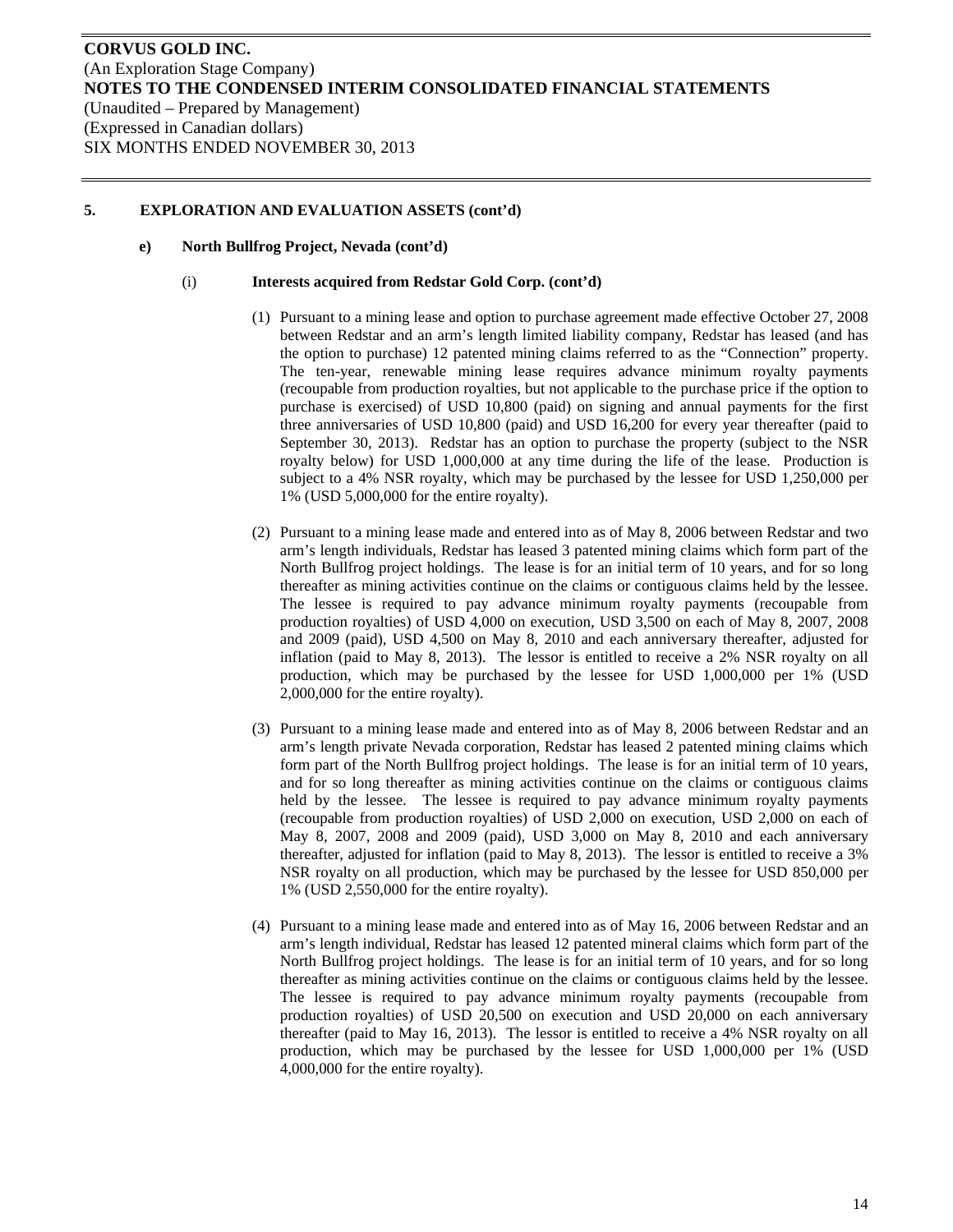# CORVUS GOLD INC.

(An Exploration Stage Company)

**NOTES TO THE CONDENSED INTERIM CONSOLIDATED FINANCIAL STATEMENTS**

(Unaudited – Prepared by Management)

(Expressed in Canadian dollars)

SIX MONTHS ENDED NOVEMBER 30, 2013

## 5. EXPLORATION AND EVALUATION ASSETS (cont'd)

### e) North Bullfrog Project, Nevada (cont'd)

#### (i) Interests acquired from Redstar Gold Corp. (cont'd)

(1) Pursuant to a mining lease and option to purchase agreement made effective October 27, 2008 between Redstar and an arm's length limited liability company, Redstar has leased (and has the option to purchase) 12 patented mining claims referred to as the "Connection" property. The ten-year, renewable mining lease requires advance minimum royalty payments (recoupable from production royalties, but not applicable to the purchase price if the option to purchase is exercised) of USD 10,800 (paid) on signing and annual payments for the first three anniversaries of USD 10,800 (paid) and USD 16,200 for every year thereafter (paid to September 30, 2013). Redstar has an option to purchase the property (subject to the NSR royalty below) for USD 1,000,000 at any time during the life of the lease. Production is subject to a 4% NSR royalty, which may be purchased by the lessee for USD 1,250,000 per 1% (USD 5,000,000 for the entire royalty).

(2) Pursuant to a mining lease made and entered into as of May 8, 2006 between Redstar and two arm's length individuals, Redstar has leased 3 patented mining claims which form part of the North Bullfrog project holdings. The lease is for an initial term of 10 years, and for so long thereafter as mining activities continue on the claims or contiguous claims held by the lessee. The lessee is required to pay advance minimum royalty payments (recoupable from production royalties) of USD 4,000 on execution, USD 3,500 on each of May 8, 2007, 2008 and 2009 (paid), USD 4,500 on May 8, 2010 and each anniversary thereafter, adjusted for inflation (paid to May 8, 2013). The lessor is entitled to receive a 2% NSR royalty on all production, which may be purchased by the lessee for USD 1,000,000 per 1% (USD 2,000,000 for the entire royalty).

(3) Pursuant to a mining lease made and entered into as of May 8, 2006 between Redstar and an arm's length private Nevada corporation, Redstar has leased 2 patented mining claims which form part of the North Bullfrog project holdings. The lease is for an initial term of 10 years, and for so long thereafter as mining activities continue on the claims or contiguous claims held by the lessee. The lessee is required to pay advance minimum royalty payments (recoupable from production royalties) of USD 2,000 on execution, USD 2,000 on each of May 8, 2007, 2008 and 2009 (paid), USD 3,000 on May 8, 2010 and each anniversary thereafter, adjusted for inflation (paid to May 8, 2013). The lessor is entitled to receive a 3% NSR royalty on all production, which may be purchased by the lessee for USD 850,000 per 1% (USD 2,550,000 for the entire royalty).

(4) Pursuant to a mining lease made and entered into as of May 16, 2006 between Redstar and an arm's length individual, Redstar has leased 12 patented mineral claims which form part of the North Bullfrog project holdings. The lease is for an initial term of 10 years, and for so long thereafter as mining activities continue on the claims or contiguous claims held by the lessee. The lessee is required to pay advance minimum royalty payments (recoupable from production royalties) of USD 20,500 on execution and USD 20,000 on each anniversary thereafter (paid to May 16, 2013). The lessor is entitled to receive a 4% NSR royalty on all production, which may be purchased by the lessee for USD 1,000,000 per 1% (USD 4,000,000 for the entire royalty).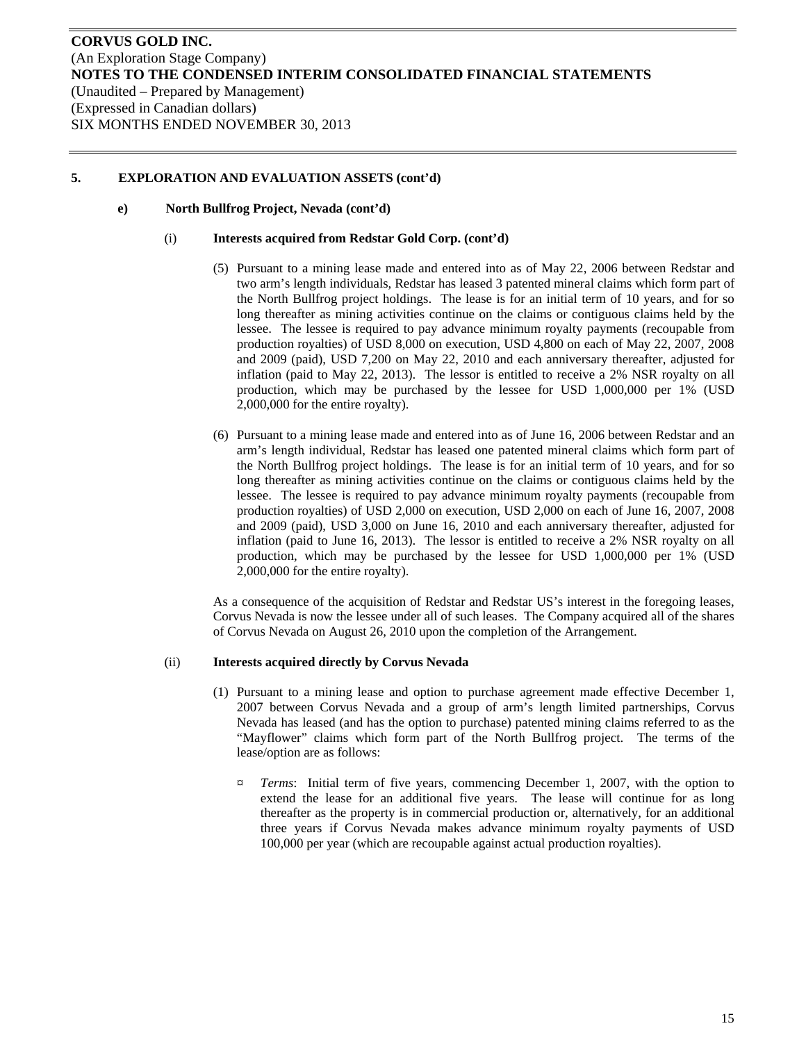## 5. EXPLORATION AND EVALUATION ASSETS (cont'd)

### e) North Bullfrog Project, Nevada (cont'd)

#### (i) Interests acquired from Redstar Gold Corp. (cont'd)

(5) Pursuant to a mining lease made and entered into as of May 22, 2006 between Redstar and two arm's length individuals, Redstar has leased 3 patented mineral claims which form part of the North Bullfrog project holdings. The lease is for an initial term of 10 years, and for so long thereafter as mining activities continue on the claims or contiguous claims held by the lessee. The lessee is required to pay advance minimum royalty payments (recoupable from production royalties) of USD 8,000 on execution, USD 4,800 on each of May 22, 2007, 2008 and 2009 (paid), USD 7,200 on May 22, 2010 and each anniversary thereafter, adjusted for inflation (paid to May 22, 2013). The lessor is entitled to receive a 2% NSR royalty on all production, which may be purchased by the lessee for USD 1,000,000 per 1% (USD 2,000,000 for the entire royalty).

(6) Pursuant to a mining lease made and entered into as of June 16, 2006 between Redstar and an arm's length individual, Redstar has leased one patented mineral claims which form part of the North Bullfrog project holdings. The lease is for an initial term of 10 years, and for so long thereafter as mining activities continue on the claims or contiguous claims held by the lessee. The lessee is required to pay advance minimum royalty payments (recoupable from production royalties) of USD 2,000 on execution, USD 2,000 on each of June 16, 2007, 2008 and 2009 (paid), USD 3,000 on June 16, 2010 and each anniversary thereafter, adjusted for inflation (paid to June 16, 2013). The lessor is entitled to receive a 2% NSR royalty on all production, which may be purchased by the lessee for USD 1,000,000 per 1% (USD 2,000,000 for the entire royalty).

As a consequence of the acquisition of Redstar and Redstar US's interest in the foregoing leases, Corvus Nevada is now the lessee under all of such leases. The Company acquired all of the shares of Corvus Nevada on August 26, 2010 upon the completion of the Arrangement.

#### (ii) Interests acquired directly by Corvus Nevada

(1) Pursuant to a mining lease and option to purchase agreement made effective December 1, 2007 between Corvus Nevada and a group of arm's length limited partnerships, Corvus Nevada has leased (and has the option to purchase) patented mining claims referred to as the "Mayflower" claims which form part of the North Bullfrog project. The terms of the lease/option are as follows:

- *Terms*: Initial term of five years, commencing December 1, 2007, with the option to extend the lease for an additional five years. The lease will continue for as long thereafter as the property is in commercial production or, alternatively, for an additional three years if Corvus Nevada makes advance minimum royalty payments of USD 100,000 per year (which are recoupable against actual production royalties).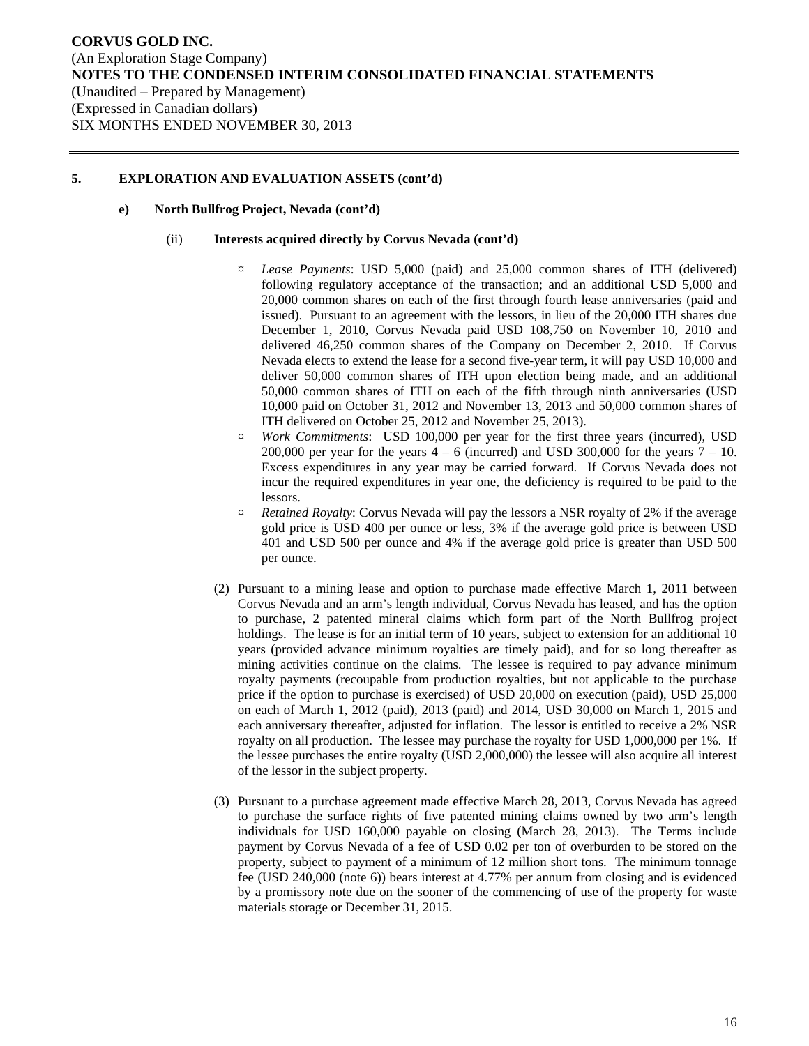## 5. EXPLORATION AND EVALUATION ASSETS (cont'd)

### e) North Bullfrog Project, Nevada (cont'd)

#### (ii) Interests acquired directly by Corvus Nevada (cont'd)

- *Lease Payments*: USD 5,000 (paid) and 25,000 common shares of ITH (delivered) following regulatory acceptance of the transaction; and an additional USD 5,000 and 20,000 common shares on each of the first through fourth lease anniversaries (paid and issued). Pursuant to an agreement with the lessors, in lieu of the 20,000 ITH shares due December 1, 2010, Corvus Nevada paid USD 108,750 on November 10, 2010 and delivered 46,250 common shares of the Company on December 2, 2010. If Corvus Nevada elects to extend the lease for a second five-year term, it will pay USD 10,000 and deliver 50,000 common shares of ITH upon election being made, and an additional 50,000 common shares of ITH on each of the fifth through ninth anniversaries (USD 10,000 paid on October 31, 2012 and November 13, 2013 and 50,000 common shares of ITH delivered on October 25, 2012 and November 25, 2013).
- *Work Commitments*: USD 100,000 per year for the first three years (incurred), USD 200,000 per year for the years 4 – 6 (incurred) and USD 300,000 for the years 7 – 10. Excess expenditures in any year may be carried forward. If Corvus Nevada does not incur the required expenditures in year one, the deficiency is required to be paid to the lessors.
- *Retained Royalty*: Corvus Nevada will pay the lessors a NSR royalty of 2% if the average gold price is USD 400 per ounce or less, 3% if the average gold price is between USD 401 and USD 500 per ounce and 4% if the average gold price is greater than USD 500 per ounce.

(2) Pursuant to a mining lease and option to purchase made effective March 1, 2011 between Corvus Nevada and an arm's length individual, Corvus Nevada has leased, and has the option to purchase, 2 patented mineral claims which form part of the North Bullfrog project holdings. The lease is for an initial term of 10 years, subject to extension for an additional 10 years (provided advance minimum royalties are timely paid), and for so long thereafter as mining activities continue on the claims. The lessee is required to pay advance minimum royalty payments (recoupable from production royalties, but not applicable to the purchase price if the option to purchase is exercised) of USD 20,000 on execution (paid), USD 25,000 on each of March 1, 2012 (paid), 2013 (paid) and 2014, USD 30,000 on March 1, 2015 and each anniversary thereafter, adjusted for inflation. The lessor is entitled to receive a 2% NSR royalty on all production. The lessee may purchase the royalty for USD 1,000,000 per 1%. If the lessee purchases the entire royalty (USD 2,000,000) the lessee will also acquire all interest of the lessor in the subject property.

(3) Pursuant to a purchase agreement made effective March 28, 2013, Corvus Nevada has agreed to purchase the surface rights of five patented mining claims owned by two arm's length individuals for USD 160,000 payable on closing (March 28, 2013). The Terms include payment by Corvus Nevada of a fee of USD 0.02 per ton of overburden to be stored on the property, subject to payment of a minimum of 12 million short tons. The minimum tonnage fee (USD 240,000 (note 6)) bears interest at 4.77% per annum from closing and is evidenced by a promissory note due on the sooner of the commencing of use of the property for waste materials storage or December 31, 2015.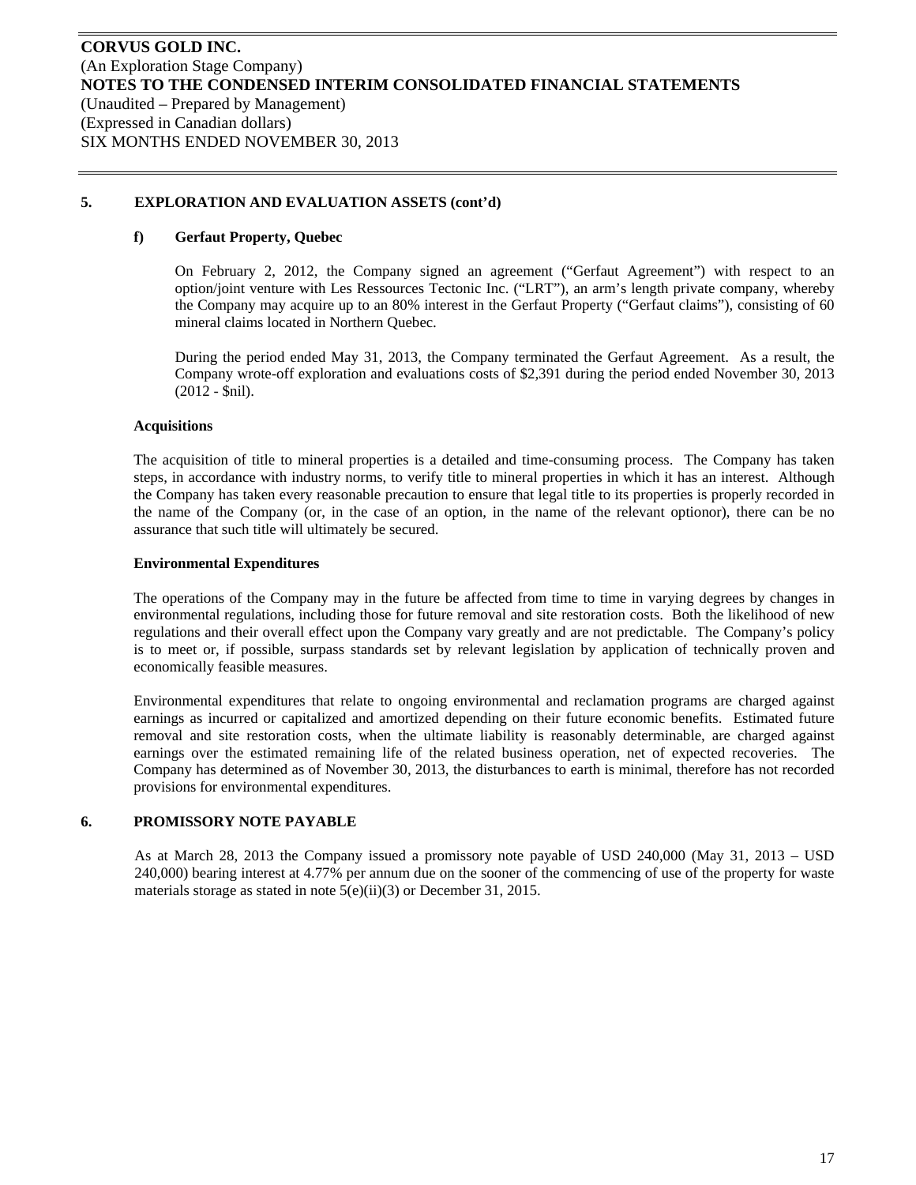## 5. EXPLORATION AND EVALUATION ASSETS (cont'd)

### f) Gerfaut Property, Quebec

On February 2, 2012, the Company signed an agreement ("Gerfaut Agreement") with respect to an option/joint venture with Les Ressources Tectonic Inc. ("LRT"), an arm's length private company, whereby the Company may acquire up to an 80% interest in the Gerfaut Property ("Gerfaut claims"), consisting of 60 mineral claims located in Northern Quebec.

During the period ended May 31, 2013, the Company terminated the Gerfaut Agreement. As a result, the Company wrote-off exploration and evaluations costs of $2,391 during the period ended November 30, 2013 (2012 - $nil).

**Acquisitions**

The acquisition of title to mineral properties is a detailed and time-consuming process. The Company has taken steps, in accordance with industry norms, to verify title to mineral properties in which it has an interest. Although the Company has taken every reasonable precaution to ensure that legal title to its properties is properly recorded in the name of the Company (or, in the case of an option, in the name of the relevant optionor), there can be no assurance that such title will ultimately be secured.

**Environmental Expenditures**

The operations of the Company may in the future be affected from time to time in varying degrees by changes in environmental regulations, including those for future removal and site restoration costs. Both the likelihood of new regulations and their overall effect upon the Company vary greatly and are not predictable. The Company's policy is to meet or, if possible, surpass standards set by relevant legislation by application of technically proven and economically feasible measures.

Environmental expenditures that relate to ongoing environmental and reclamation programs are charged against earnings as incurred or capitalized and amortized depending on their future economic benefits. Estimated future removal and site restoration costs, when the ultimate liability is reasonably determinable, are charged against earnings over the estimated remaining life of the related business operation, net of expected recoveries. The Company has determined as of November 30, 2013, the disturbances to earth is minimal, therefore has not recorded provisions for environmental expenditures.

## 6. PROMISSORY NOTE PAYABLE

As at March 28, 2013 the Company issued a promissory note payable of USD 240,000 (May 31, 2013 – USD 240,000) bearing interest at 4.77% per annum due on the sooner of the commencing of use of the property for waste materials storage as stated in note 5(e)(ii)(3) or December 31, 2015.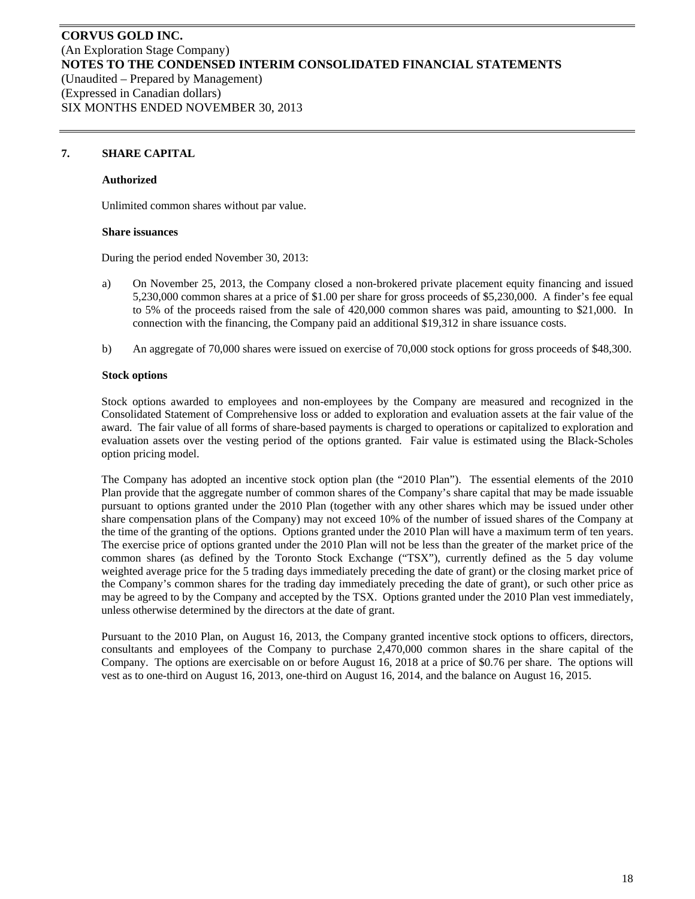## 7. SHARE CAPITAL

### Authorized

Unlimited common shares without par value.

### Share issuances

During the period ended November 30, 2013:

a) On November 25, 2013, the Company closed a non-brokered private placement equity financing and issued 5,230,000 common shares at a price of $1.00 per share for gross proceeds of $5,230,000. A finder's fee equal to 5% of the proceeds raised from the sale of 420,000 common shares was paid, amounting to $21,000. In connection with the financing, the Company paid an additional $19,312 in share issuance costs.

b) An aggregate of 70,000 shares were issued on exercise of 70,000 stock options for gross proceeds of $48,300.

### Stock options

Stock options awarded to employees and non-employees by the Company are measured and recognized in the Consolidated Statement of Comprehensive loss or added to exploration and evaluation assets at the fair value of the award. The fair value of all forms of share-based payments is charged to operations or capitalized to exploration and evaluation assets over the vesting period of the options granted. Fair value is estimated using the Black-Scholes option pricing model.

The Company has adopted an incentive stock option plan (the "2010 Plan"). The essential elements of the 2010 Plan provide that the aggregate number of common shares of the Company's share capital that may be made issuable pursuant to options granted under the 2010 Plan (together with any other shares which may be issued under other share compensation plans of the Company) may not exceed 10% of the number of issued shares of the Company at the time of the granting of the options. Options granted under the 2010 Plan will have a maximum term of ten years. The exercise price of options granted under the 2010 Plan will not be less than the greater of the market price of the common shares (as defined by the Toronto Stock Exchange ("TSX"), currently defined as the 5 day volume weighted average price for the 5 trading days immediately preceding the date of grant) or the closing market price of the Company's common shares for the trading day immediately preceding the date of grant), or such other price as may be agreed to by the Company and accepted by the TSX. Options granted under the 2010 Plan vest immediately, unless otherwise determined by the directors at the date of grant.

Pursuant to the 2010 Plan, on August 16, 2013, the Company granted incentive stock options to officers, directors, consultants and employees of the Company to purchase 2,470,000 common shares in the share capital of the Company. The options are exercisable on or before August 16, 2018 at a price of $0.76 per share. The options will vest as to one-third on August 16, 2013, one-third on August 16, 2014, and the balance on August 16, 2015.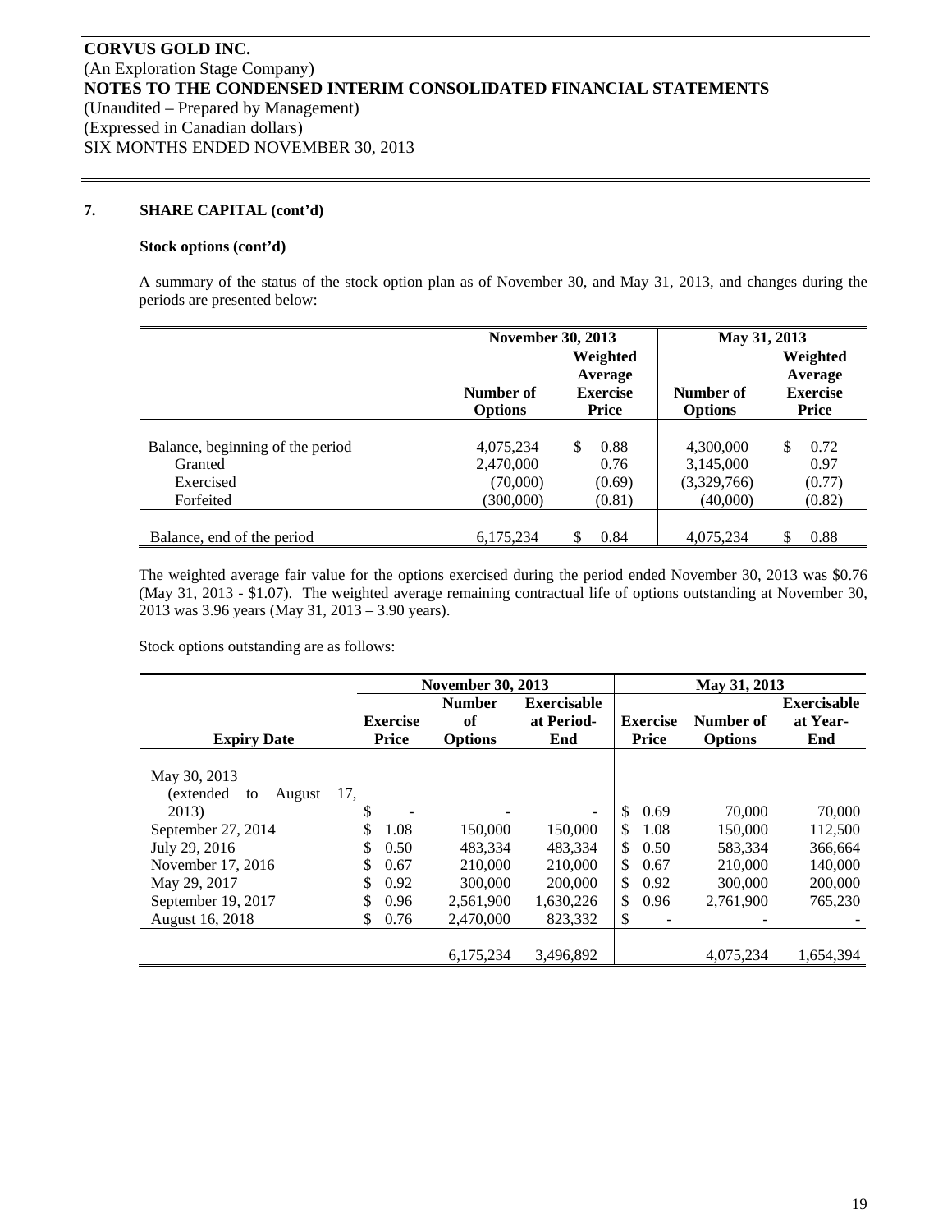**CORVUS GOLD INC.**
(An Exploration Stage Company)
**NOTES TO THE CONDENSED INTERIM CONSOLIDATED FINANCIAL STATEMENTS**
(Unaudited – Prepared by Management)
(Expressed in Canadian dollars)
SIX MONTHS ENDED NOVEMBER 30, 2013

## 7. SHARE CAPITAL (cont'd)

**Stock options (cont'd)**

A summary of the status of the stock option plan as of November 30, and May 31, 2013, and changes during the periods are presented below:

| | November 30, 2013 | | May 31, 2013 | |
|---|---|---|---|---|
| | Number of Options | Weighted Average Exercise Price | Number of Options | Weighted Average Exercise Price |
| Balance, beginning of the period | 4,075,234 | $ 0.88 | 4,300,000 | $ 0.72 |
| Granted | 2,470,000 | 0.76 | 3,145,000 | 0.97 |
| Exercised | (70,000) | (0.69) | (3,329,766) | (0.77) |
| Forfeited | (300,000) | (0.81) | (40,000) | (0.82) |
| Balance, end of the period | 6,175,234 | $ 0.84 | 4,075,234 | $ 0.88 |

The weighted average fair value for the options exercised during the period ended November 30, 2013 was $0.76 (May 31, 2013 - $1.07). The weighted average remaining contractual life of options outstanding at November 30, 2013 was 3.96 years (May 31, 2013 – 3.90 years).

Stock options outstanding are as follows:

| | November 30, 2013 | | | May 31, 2013 | | |
|---|---|---|---|---|---|---|
| Expiry Date | Exercise Price | Number of Options | Exercisable at Period-End | Exercise Price | Number of Options | Exercisable at Year-End |
| May 30, 2013 (extended to August 17, 2013) | $ - | - | - | $ 0.69 | 70,000 | 70,000 |
| September 27, 2014 | $ 1.08 | 150,000 | 150,000 | $ 1.08 | 150,000 | 112,500 |
| July 29, 2016 | $ 0.50 | 483,334 | 483,334 | $ 0.50 | 583,334 | 366,664 |
| November 17, 2016 | $ 0.67 | 210,000 | 210,000 | $ 0.67 | 210,000 | 140,000 |
| May 29, 2017 | $ 0.92 | 300,000 | 200,000 | $ 0.92 | 300,000 | 200,000 |
| September 19, 2017 | $ 0.96 | 2,561,900 | 1,630,226 | $ 0.96 | 2,761,900 | 765,230 |
| August 16, 2018 | $ 0.76 | 2,470,000 | 823,332 | $ - | - | - |
| | | 6,175,234 | 3,496,892 | | 4,075,234 | 1,654,394 |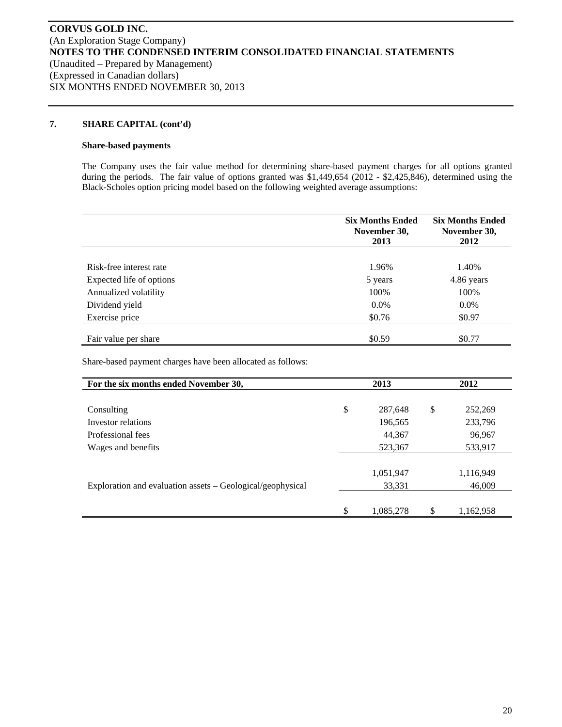**CORVUS GOLD INC.**
(An Exploration Stage Company)
**NOTES TO THE CONDENSED INTERIM CONSOLIDATED FINANCIAL STATEMENTS**
(Unaudited – Prepared by Management)
(Expressed in Canadian dollars)
SIX MONTHS ENDED NOVEMBER 30, 2013

## 7. SHARE CAPITAL (cont'd)

**Share-based payments**

The Company uses the fair value method for determining share-based payment charges for all options granted during the periods. The fair value of options granted was $1,449,654 (2012 - $2,425,846), determined using the Black-Scholes option pricing model based on the following weighted average assumptions:

| | Six Months Ended November 30, 2013 | Six Months Ended November 30, 2012 |
|---|---|---|
| Risk-free interest rate | 1.96% | 1.40% |
| Expected life of options | 5 years | 4.86 years |
| Annualized volatility | 100% | 100% |
| Dividend yield | 0.0% | 0.0% |
| Exercise price | $0.76 | $0.97 |
| Fair value per share | $0.59 | $0.77 |

Share-based payment charges have been allocated as follows:

| For the six months ended November 30, | 2013 | 2012 |
|---|---|---|
| Consulting | $ 287,648 | $ 252,269 |
| Investor relations | 196,565 | 233,796 |
| Professional fees | 44,367 | 96,967 |
| Wages and benefits | 523,367 | 533,917 |
| | 1,051,947 | 1,116,949 |
| Exploration and evaluation assets – Geological/geophysical | 33,331 | 46,009 |
| | $ 1,085,278 | $ 1,162,958 |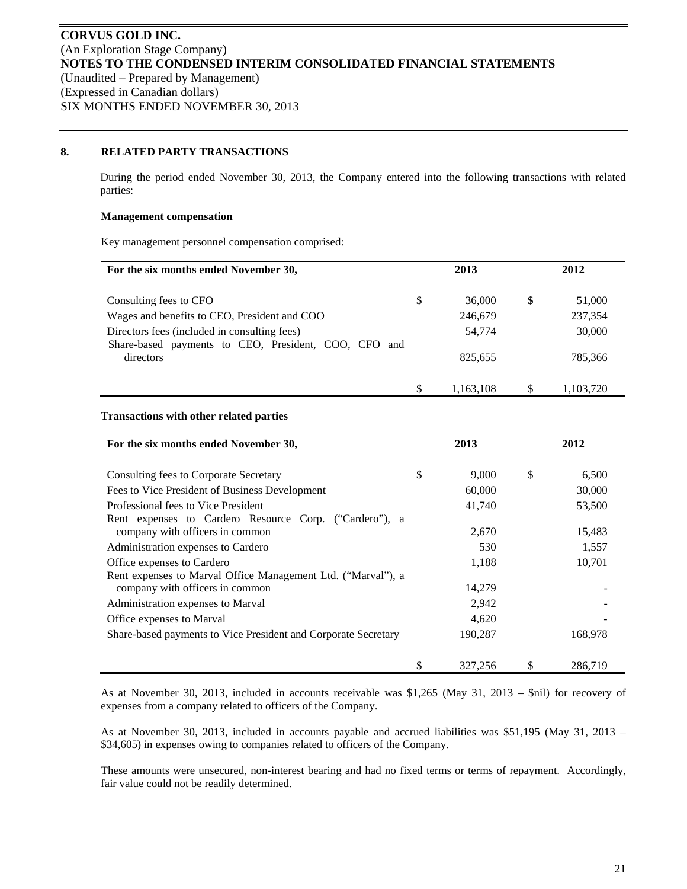**CORVUS GOLD INC.**
(An Exploration Stage Company)
**NOTES TO THE CONDENSED INTERIM CONSOLIDATED FINANCIAL STATEMENTS**
(Unaudited – Prepared by Management)
(Expressed in Canadian dollars)
SIX MONTHS ENDED NOVEMBER 30, 2013

## 8. RELATED PARTY TRANSACTIONS

During the period ended November 30, 2013, the Company entered into the following transactions with related parties:

**Management compensation**

Key management personnel compensation comprised:

| For the six months ended November 30, | | 2013 | | 2012 |
|---|---|---|---|---|
| Consulting fees to CFO | $ | 36,000 | **$** | 51,000 |
| Wages and benefits to CEO, President and COO | | 246,679 | | 237,354 |
| Directors fees (included in consulting fees) | | 54,774 | | 30,000 |
| Share-based payments to CEO, President, COO, CFO and directors | | 825,655 | | 785,366 |
| | $ | 1,163,108 | $ | 1,103,720 |

**Transactions with other related parties**

| For the six months ended November 30, | | 2013 | | 2012 |
|---|---|---|---|---|
| Consulting fees to Corporate Secretary | $ | 9,000 | $ | 6,500 |
| Fees to Vice President of Business Development | | 60,000 | | 30,000 |
| Professional fees to Vice President | | 41,740 | | 53,500 |
| Rent expenses to Cardero Resource Corp. ("Cardero"), a company with officers in common | | 2,670 | | 15,483 |
| Administration expenses to Cardero | | 530 | | 1,557 |
| Office expenses to Cardero | | 1,188 | | 10,701 |
| Rent expenses to Marval Office Management Ltd. ("Marval"), a company with officers in common | | 14,279 | | - |
| Administration expenses to Marval | | 2,942 | | - |
| Office expenses to Marval | | 4,620 | | - |
| Share-based payments to Vice President and Corporate Secretary | | 190,287 | | 168,978 |
| | $ | 327,256 | $ | 286,719 |

As at November 30, 2013, included in accounts receivable was $1,265 (May 31, 2013 – $nil) for recovery of expenses from a company related to officers of the Company.

As at November 30, 2013, included in accounts payable and accrued liabilities was $51,195 (May 31, 2013 – $34,605) in expenses owing to companies related to officers of the Company.

These amounts were unsecured, non-interest bearing and had no fixed terms or terms of repayment. Accordingly, fair value could not be readily determined.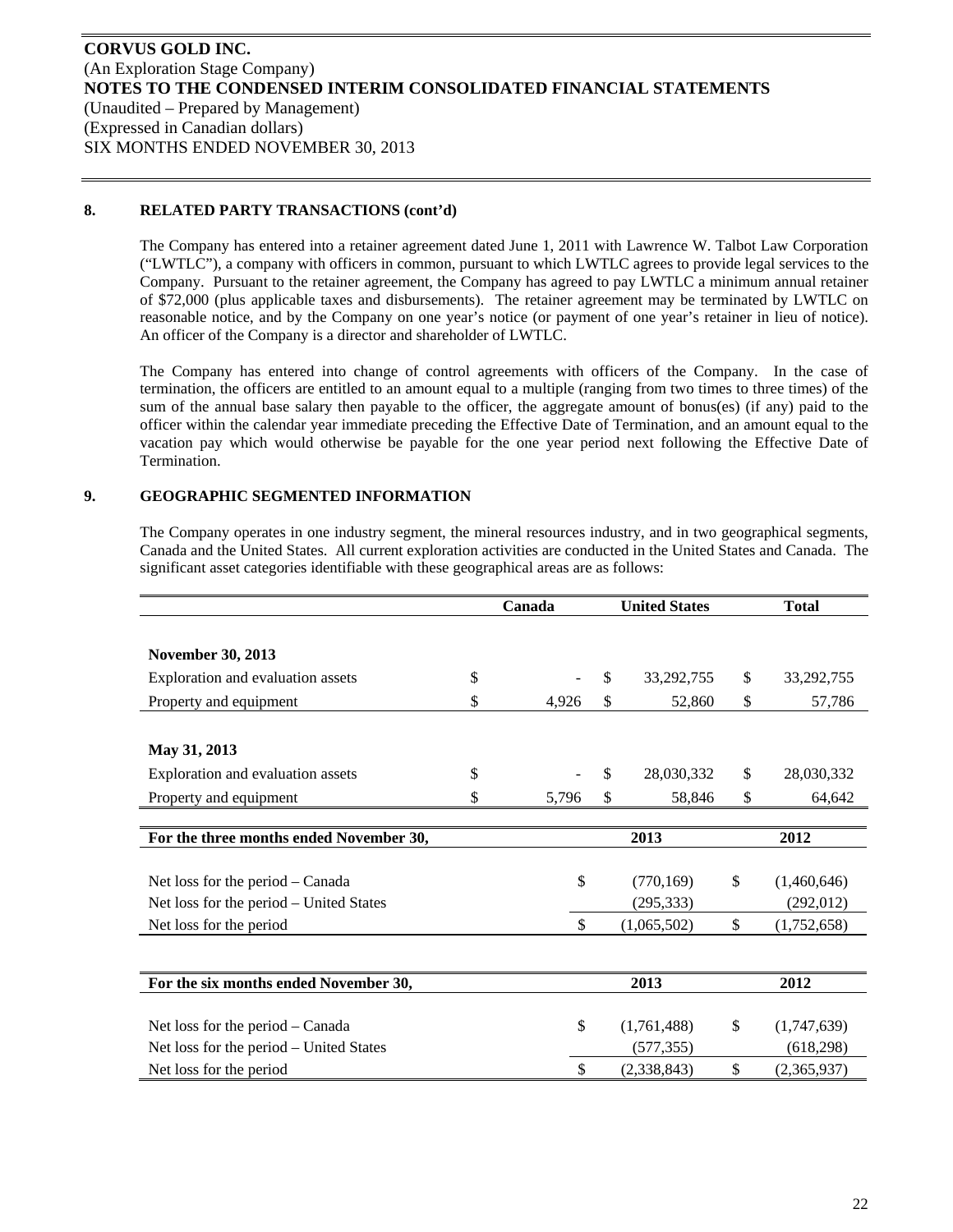**CORVUS GOLD INC.**
(An Exploration Stage Company)
**NOTES TO THE CONDENSED INTERIM CONSOLIDATED FINANCIAL STATEMENTS**
(Unaudited – Prepared by Management)
(Expressed in Canadian dollars)
SIX MONTHS ENDED NOVEMBER 30, 2013

## 8. RELATED PARTY TRANSACTIONS (cont'd)

The Company has entered into a retainer agreement dated June 1, 2011 with Lawrence W. Talbot Law Corporation ("LWTLC"), a company with officers in common, pursuant to which LWTLC agrees to provide legal services to the Company. Pursuant to the retainer agreement, the Company has agreed to pay LWTLC a minimum annual retainer of $72,000 (plus applicable taxes and disbursements). The retainer agreement may be terminated by LWTLC on reasonable notice, and by the Company on one year's notice (or payment of one year's retainer in lieu of notice). An officer of the Company is a director and shareholder of LWTLC.

The Company has entered into change of control agreements with officers of the Company. In the case of termination, the officers are entitled to an amount equal to a multiple (ranging from two times to three times) of the sum of the annual base salary then payable to the officer, the aggregate amount of bonus(es) (if any) paid to the officer within the calendar year immediate preceding the Effective Date of Termination, and an amount equal to the vacation pay which would otherwise be payable for the one year period next following the Effective Date of Termination.

## 9. GEOGRAPHIC SEGMENTED INFORMATION

The Company operates in one industry segment, the mineral resources industry, and in two geographical segments, Canada and the United States. All current exploration activities are conducted in the United States and Canada. The significant asset categories identifiable with these geographical areas are as follows:

| | Canada | United States | Total |
|---|---|---|---|
| **November 30, 2013** | | | |
| Exploration and evaluation assets | $ - | $ 33,292,755 | $ 33,292,755 |
| Property and equipment | $ 4,926 | $ 52,860 | $ 57,786 |
| **May 31, 2013** | | | |
| Exploration and evaluation assets | $ - | $ 28,030,332 | $ 28,030,332 |
| Property and equipment | $ 5,796 | $ 58,846 | $ 64,642 |

| For the three months ended November 30, | 2013 | 2012 |
|---|---|---|
| Net loss for the period – Canada | $ (770,169) | $ (1,460,646) |
| Net loss for the period – United States | (295,333) | (292,012) |
| Net loss for the period | $ (1,065,502) | $ (1,752,658) |

| For the six months ended November 30, | 2013 | 2012 |
|---|---|---|
| Net loss for the period – Canada | $ (1,761,488) | $ (1,747,639) |
| Net loss for the period – United States | (577,355) | (618,298) |
| Net loss for the period | $ (2,338,843) | $ (2,365,937) |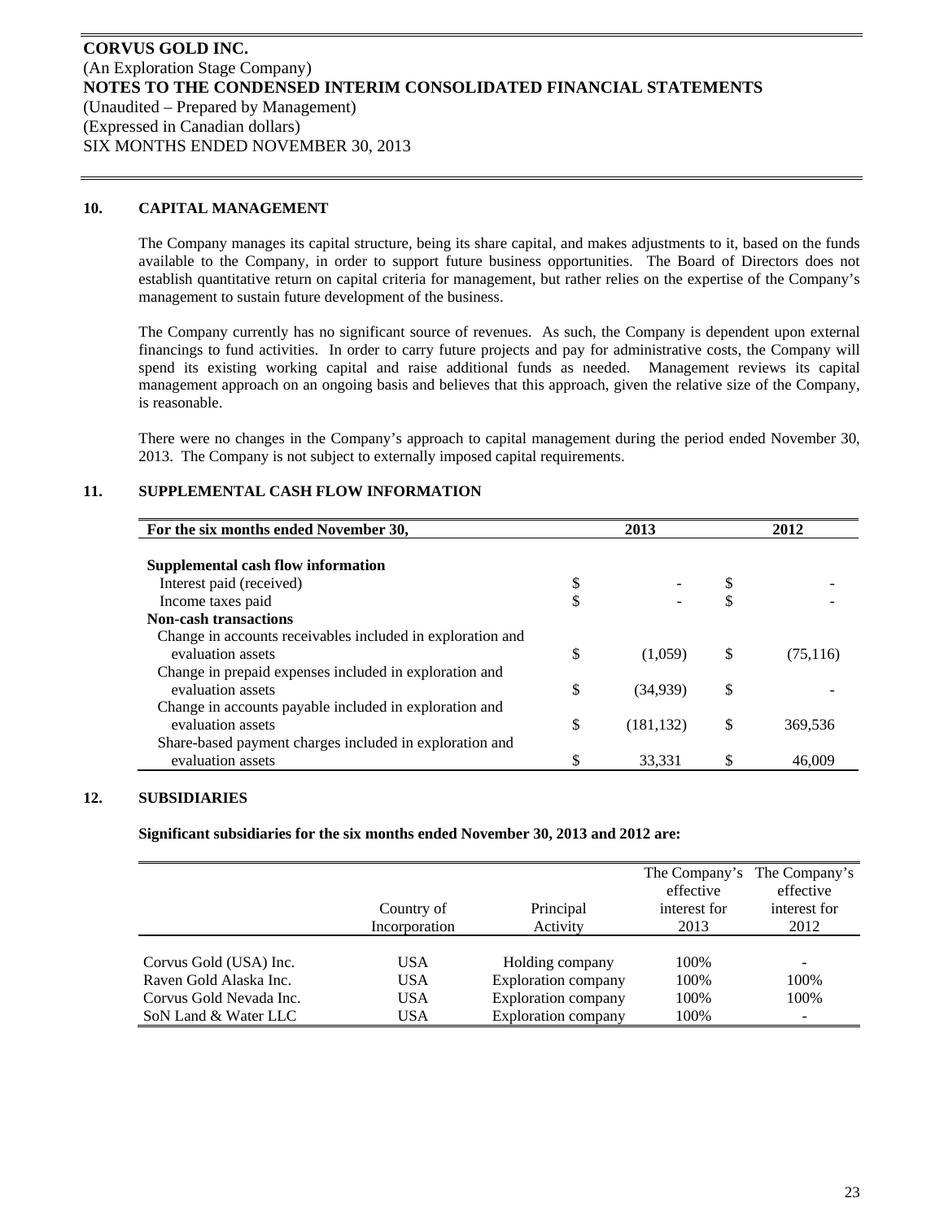**CORVUS GOLD INC.**
(An Exploration Stage Company)
**NOTES TO THE CONDENSED INTERIM CONSOLIDATED FINANCIAL STATEMENTS**
(Unaudited – Prepared by Management)
(Expressed in Canadian dollars)
SIX MONTHS ENDED NOVEMBER 30, 2013

## 10. CAPITAL MANAGEMENT

The Company manages its capital structure, being its share capital, and makes adjustments to it, based on the funds available to the Company, in order to support future business opportunities. The Board of Directors does not establish quantitative return on capital criteria for management, but rather relies on the expertise of the Company's management to sustain future development of the business.

The Company currently has no significant source of revenues. As such, the Company is dependent upon external financings to fund activities. In order to carry future projects and pay for administrative costs, the Company will spend its existing working capital and raise additional funds as needed. Management reviews its capital management approach on an ongoing basis and believes that this approach, given the relative size of the Company, is reasonable.

There were no changes in the Company's approach to capital management during the period ended November 30, 2013. The Company is not subject to externally imposed capital requirements.

## 11. SUPPLEMENTAL CASH FLOW INFORMATION

| For the six months ended November 30, | 2013 | 2012 |
|---|---|---|
| **Supplemental cash flow information** | | |
| Interest paid (received) | $ - | $ - |
| Income taxes paid | $ - | $ - |
| **Non-cash transactions** | | |
| Change in accounts receivables included in exploration and evaluation assets | $ (1,059) | $ (75,116) |
| Change in prepaid expenses included in exploration and evaluation assets | $ (34,939) | $ - |
| Change in accounts payable included in exploration and evaluation assets | $ (181,132) | $ 369,536 |
| Share-based payment charges included in exploration and evaluation assets | $ 33,331 | $ 46,009 |

## 12. SUBSIDIARIES

**Significant subsidiaries for the six months ended November 30, 2013 and 2012 are:**

| | Country of Incorporation | Principal Activity | The Company's effective interest for 2013 | The Company's effective interest for 2012 |
|---|---|---|---|---|
| Corvus Gold (USA) Inc. | USA | Holding company | 100% | - |
| Raven Gold Alaska Inc. | USA | Exploration company | 100% | 100% |
| Corvus Gold Nevada Inc. | USA | Exploration company | 100% | 100% |
| SoN Land & Water LLC | USA | Exploration company | 100% | - |